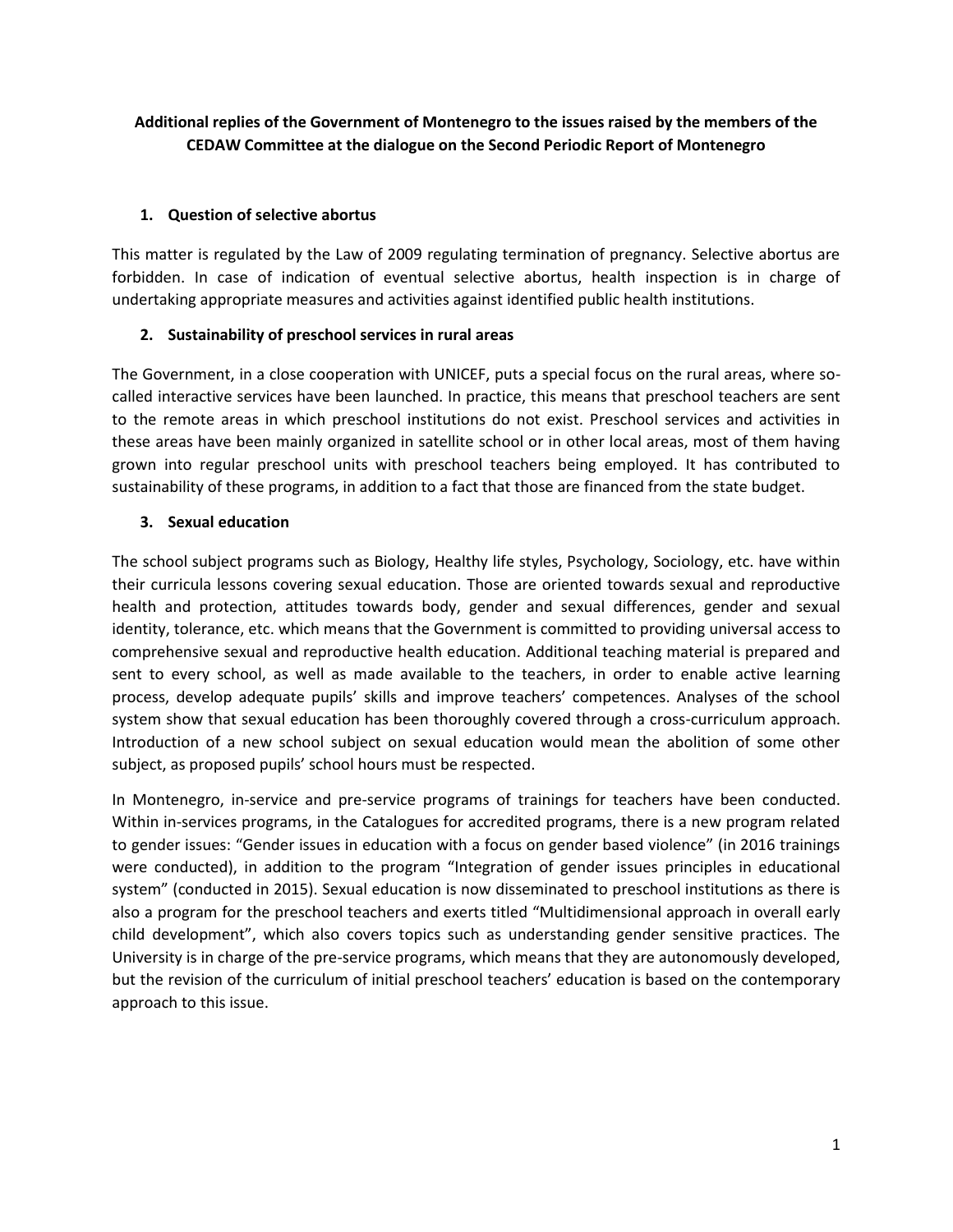**Additional replies of the Government of Montenegro to the issues raised by the members of the CEDAW Committee at the dialogue on the Second Periodic Report of Montenegro**

## 1. Question of selective abortus

This matter is regulated by the Law of 2009 regulating termination of pregnancy. Selective abortus are forbidden. In case of indication of eventual selective abortus, health inspection is in charge of undertaking appropriate measures and activities against identified public health institutions.

## 2. Sustainability of preschool services in rural areas

The Government, in a close cooperation with UNICEF, puts a special focus on the rural areas, where so-called interactive services have been launched. In practice, this means that preschool teachers are sent to the remote areas in which preschool institutions do not exist. Preschool services and activities in these areas have been mainly organized in satellite school or in other local areas, most of them having grown into regular preschool units with preschool teachers being employed. It has contributed to sustainability of these programs, in addition to a fact that those are financed from the state budget.

## 3. Sexual education

The school subject programs such as Biology, Healthy life styles, Psychology, Sociology, etc. have within their curricula lessons covering sexual education. Those are oriented towards sexual and reproductive health and protection, attitudes towards body, gender and sexual differences, gender and sexual identity, tolerance, etc. which means that the Government is committed to providing universal access to comprehensive sexual and reproductive health education. Additional teaching material is prepared and sent to every school, as well as made available to the teachers, in order to enable active learning process, develop adequate pupils' skills and improve teachers' competences. Analyses of the school system show that sexual education has been thoroughly covered through a cross-curriculum approach. Introduction of a new school subject on sexual education would mean the abolition of some other subject, as proposed pupils' school hours must be respected.

In Montenegro, in-service and pre-service programs of trainings for teachers have been conducted. Within in-services programs, in the Catalogues for accredited programs, there is a new program related to gender issues: "Gender issues in education with a focus on gender based violence" (in 2016 trainings were conducted), in addition to the program "Integration of gender issues principles in educational system" (conducted in 2015). Sexual education is now disseminated to preschool institutions as there is also a program for the preschool teachers and exerts titled "Multidimensional approach in overall early child development", which also covers topics such as understanding gender sensitive practices. The University is in charge of the pre-service programs, which means that they are autonomously developed, but the revision of the curriculum of initial preschool teachers' education is based on the contemporary approach to this issue.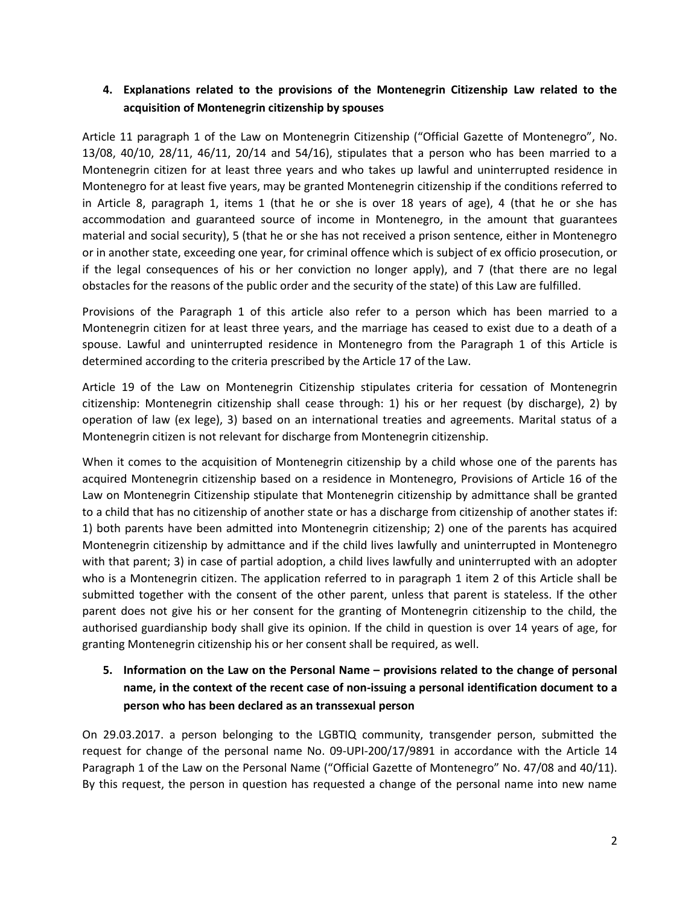## 4. Explanations related to the provisions of the Montenegrin Citizenship Law related to the acquisition of Montenegrin citizenship by spouses

Article 11 paragraph 1 of the Law on Montenegrin Citizenship ("Official Gazette of Montenegro", No. 13/08, 40/10, 28/11, 46/11, 20/14 and 54/16), stipulates that a person who has been married to a Montenegrin citizen for at least three years and who takes up lawful and uninterrupted residence in Montenegro for at least five years, may be granted Montenegrin citizenship if the conditions referred to in Article 8, paragraph 1, items 1 (that he or she is over 18 years of age), 4 (that he or she has accommodation and guaranteed source of income in Montenegro, in the amount that guarantees material and social security), 5 (that he or she has not received a prison sentence, either in Montenegro or in another state, exceeding one year, for criminal offence which is subject of ex officio prosecution, or if the legal consequences of his or her conviction no longer apply), and 7 (that there are no legal obstacles for the reasons of the public order and the security of the state) of this Law are fulfilled.

Provisions of the Paragraph 1 of this article also refer to a person which has been married to a Montenegrin citizen for at least three years, and the marriage has ceased to exist due to a death of a spouse. Lawful and uninterrupted residence in Montenegro from the Paragraph 1 of this Article is determined according to the criteria prescribed by the Article 17 of the Law.

Article 19 of the Law on Montenegrin Citizenship stipulates criteria for cessation of Montenegrin citizenship: Montenegrin citizenship shall cease through: 1) his or her request (by discharge), 2) by operation of law (ex lege), 3) based on an international treaties and agreements. Marital status of a Montenegrin citizen is not relevant for discharge from Montenegrin citizenship.

When it comes to the acquisition of Montenegrin citizenship by a child whose one of the parents has acquired Montenegrin citizenship based on a residence in Montenegro, Provisions of Article 16 of the Law on Montenegrin Citizenship stipulate that Montenegrin citizenship by admittance shall be granted to a child that has no citizenship of another state or has a discharge from citizenship of another states if: 1) both parents have been admitted into Montenegrin citizenship; 2) one of the parents has acquired Montenegrin citizenship by admittance and if the child lives lawfully and uninterrupted in Montenegro with that parent; 3) in case of partial adoption, a child lives lawfully and uninterrupted with an adopter who is a Montenegrin citizen. The application referred to in paragraph 1 item 2 of this Article shall be submitted together with the consent of the other parent, unless that parent is stateless. If the other parent does not give his or her consent for the granting of Montenegrin citizenship to the child, the authorised guardianship body shall give its opinion. If the child in question is over 14 years of age, for granting Montenegrin citizenship his or her consent shall be required, as well.

## 5. Information on the Law on the Personal Name – provisions related to the change of personal name, in the context of the recent case of non-issuing a personal identification document to a person who has been declared as an transsexual person

On 29.03.2017. a person belonging to the LGBTIQ community, transgender person, submitted the request for change of the personal name No. 09-UPI-200/17/9891 in accordance with the Article 14 Paragraph 1 of the Law on the Personal Name ("Official Gazette of Montenegro" No. 47/08 and 40/11). By this request, the person in question has requested a change of the personal name into new name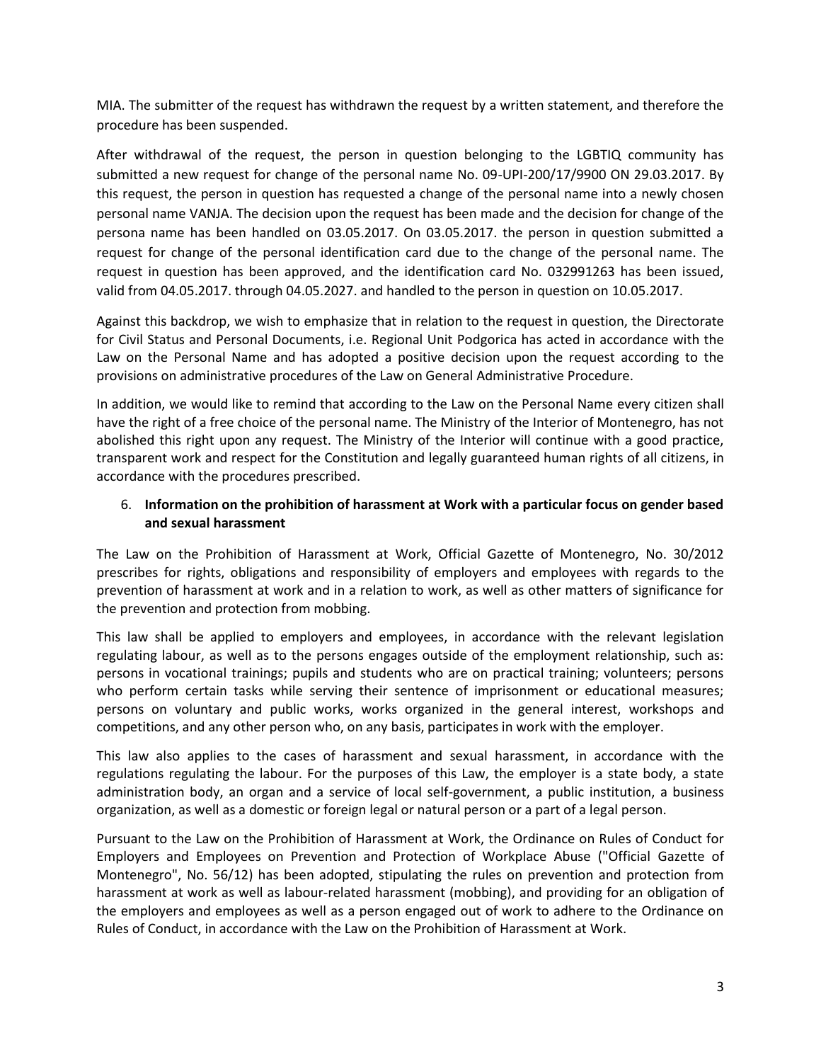MIA. The submitter of the request has withdrawn the request by a written statement, and therefore the procedure has been suspended.

After withdrawal of the request, the person in question belonging to the LGBTIQ community has submitted a new request for change of the personal name No. 09-UPI-200/17/9900 ON 29.03.2017. By this request, the person in question has requested a change of the personal name into a newly chosen personal name VANJA. The decision upon the request has been made and the decision for change of the persona name has been handled on 03.05.2017. On 03.05.2017. the person in question submitted a request for change of the personal identification card due to the change of the personal name. The request in question has been approved, and the identification card No. 032991263 has been issued, valid from 04.05.2017. through 04.05.2027. and handled to the person in question on 10.05.2017.

Against this backdrop, we wish to emphasize that in relation to the request in question, the Directorate for Civil Status and Personal Documents, i.e. Regional Unit Podgorica has acted in accordance with the Law on the Personal Name and has adopted a positive decision upon the request according to the provisions on administrative procedures of the Law on General Administrative Procedure.

In addition, we would like to remind that according to the Law on the Personal Name every citizen shall have the right of a free choice of the personal name. The Ministry of the Interior of Montenegro, has not abolished this right upon any request. The Ministry of the Interior will continue with a good practice, transparent work and respect for the Constitution and legally guaranteed human rights of all citizens, in accordance with the procedures prescribed.

6. **Information on the prohibition of harassment at Work with a particular focus on gender based and sexual harassment**

The Law on the Prohibition of Harassment at Work, Official Gazette of Montenegro, No. 30/2012 prescribes for rights, obligations and responsibility of employers and employees with regards to the prevention of harassment at work and in a relation to work, as well as other matters of significance for the prevention and protection from mobbing.

This law shall be applied to employers and employees, in accordance with the relevant legislation regulating labour, as well as to the persons engages outside of the employment relationship, such as: persons in vocational trainings; pupils and students who are on practical training; volunteers; persons who perform certain tasks while serving their sentence of imprisonment or educational measures; persons on voluntary and public works, works organized in the general interest, workshops and competitions, and any other person who, on any basis, participates in work with the employer.

This law also applies to the cases of harassment and sexual harassment, in accordance with the regulations regulating the labour. For the purposes of this Law, the employer is a state body, a state administration body, an organ and a service of local self-government, a public institution, a business organization, as well as a domestic or foreign legal or natural person or a part of a legal person.

Pursuant to the Law on the Prohibition of Harassment at Work, the Ordinance on Rules of Conduct for Employers and Employees on Prevention and Protection of Workplace Abuse ("Official Gazette of Montenegro", No. 56/12) has been adopted, stipulating the rules on prevention and protection from harassment at work as well as labour-related harassment (mobbing), and providing for an obligation of the employers and employees as well as a person engaged out of work to adhere to the Ordinance on Rules of Conduct, in accordance with the Law on the Prohibition of Harassment at Work.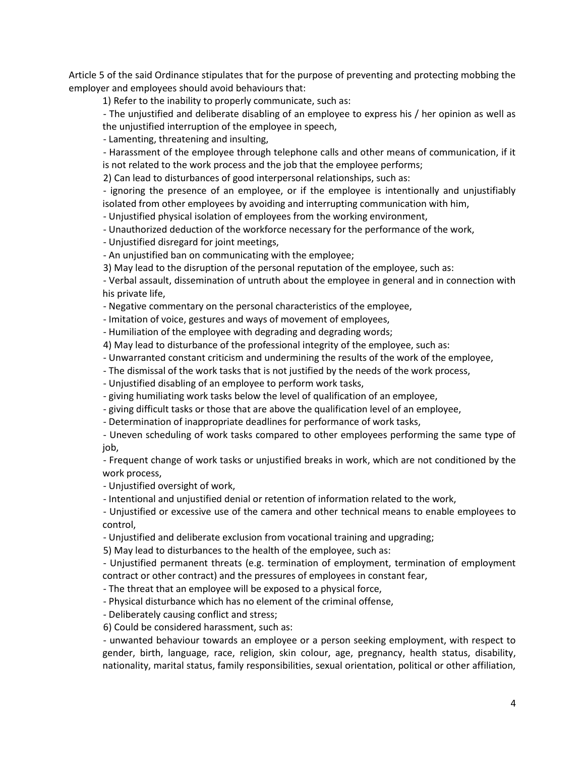Article 5 of the said Ordinance stipulates that for the purpose of preventing and protecting mobbing the employer and employees should avoid behaviours that:

1) Refer to the inability to properly communicate, such as:

- The unjustified and deliberate disabling of an employee to express his / her opinion as well as the unjustified interruption of the employee in speech,
- Lamenting, threatening and insulting,
- Harassment of the employee through telephone calls and other means of communication, if it is not related to the work process and the job that the employee performs;

2) Can lead to disturbances of good interpersonal relationships, such as:

- ignoring the presence of an employee, or if the employee is intentionally and unjustifiably isolated from other employees by avoiding and interrupting communication with him,
- Unjustified physical isolation of employees from the working environment,
- Unauthorized deduction of the workforce necessary for the performance of the work,
- Unjustified disregard for joint meetings,
- An unjustified ban on communicating with the employee;

3) May lead to the disruption of the personal reputation of the employee, such as:

- Verbal assault, dissemination of untruth about the employee in general and in connection with his private life,
- Negative commentary on the personal characteristics of the employee,
- Imitation of voice, gestures and ways of movement of employees,
- Humiliation of the employee with degrading and degrading words;

4) May lead to disturbance of the professional integrity of the employee, such as:

- Unwarranted constant criticism and undermining the results of the work of the employee,
- The dismissal of the work tasks that is not justified by the needs of the work process,
- Unjustified disabling of an employee to perform work tasks,
- giving humiliating work tasks below the level of qualification of an employee,
- giving difficult tasks or those that are above the qualification level of an employee,
- Determination of inappropriate deadlines for performance of work tasks,
- Uneven scheduling of work tasks compared to other employees performing the same type of job,
- Frequent change of work tasks or unjustified breaks in work, which are not conditioned by the work process,
- Unjustified oversight of work,
- Intentional and unjustified denial or retention of information related to the work,
- Unjustified or excessive use of the camera and other technical means to enable employees to control,
- Unjustified and deliberate exclusion from vocational training and upgrading;

5) May lead to disturbances to the health of the employee, such as:

- Unjustified permanent threats (e.g. termination of employment, termination of employment contract or other contract) and the pressures of employees in constant fear,
- The threat that an employee will be exposed to a physical force,
- Physical disturbance which has no element of the criminal offense,
- Deliberately causing conflict and stress;

6) Could be considered harassment, such as:

- unwanted behaviour towards an employee or a person seeking employment, with respect to gender, birth, language, race, religion, skin colour, age, pregnancy, health status, disability, nationality, marital status, family responsibilities, sexual orientation, political or other affiliation,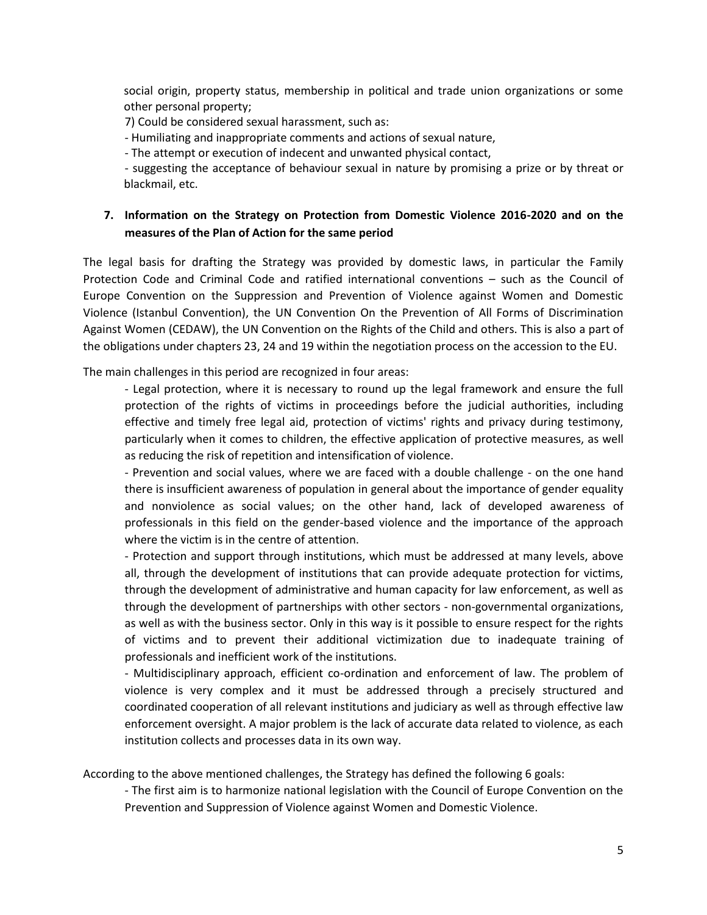social origin, property status, membership in political and trade union organizations or some other personal property;

7) Could be considered sexual harassment, such as:

- Humiliating and inappropriate comments and actions of sexual nature,
- The attempt or execution of indecent and unwanted physical contact,
- suggesting the acceptance of behaviour sexual in nature by promising a prize or by threat or blackmail, etc.

## 7. Information on the Strategy on Protection from Domestic Violence 2016-2020 and on the measures of the Plan of Action for the same period

The legal basis for drafting the Strategy was provided by domestic laws, in particular the Family Protection Code and Criminal Code and ratified international conventions – such as the Council of Europe Convention on the Suppression and Prevention of Violence against Women and Domestic Violence (Istanbul Convention), the UN Convention On the Prevention of All Forms of Discrimination Against Women (CEDAW), the UN Convention on the Rights of the Child and others. This is also a part of the obligations under chapters 23, 24 and 19 within the negotiation process on the accession to the EU.

The main challenges in this period are recognized in four areas:

- Legal protection, where it is necessary to round up the legal framework and ensure the full protection of the rights of victims in proceedings before the judicial authorities, including effective and timely free legal aid, protection of victims' rights and privacy during testimony, particularly when it comes to children, the effective application of protective measures, as well as reducing the risk of repetition and intensification of violence.
- Prevention and social values, where we are faced with a double challenge - on the one hand there is insufficient awareness of population in general about the importance of gender equality and nonviolence as social values; on the other hand, lack of developed awareness of professionals in this field on the gender-based violence and the importance of the approach where the victim is in the centre of attention.
- Protection and support through institutions, which must be addressed at many levels, above all, through the development of institutions that can provide adequate protection for victims, through the development of administrative and human capacity for law enforcement, as well as through the development of partnerships with other sectors - non-governmental organizations, as well as with the business sector. Only in this way is it possible to ensure respect for the rights of victims and to prevent their additional victimization due to inadequate training of professionals and inefficient work of the institutions.
- Multidisciplinary approach, efficient co-ordination and enforcement of law. The problem of violence is very complex and it must be addressed through a precisely structured and coordinated cooperation of all relevant institutions and judiciary as well as through effective law enforcement oversight. A major problem is the lack of accurate data related to violence, as each institution collects and processes data in its own way.

According to the above mentioned challenges, the Strategy has defined the following 6 goals:

- The first aim is to harmonize national legislation with the Council of Europe Convention on the Prevention and Suppression of Violence against Women and Domestic Violence.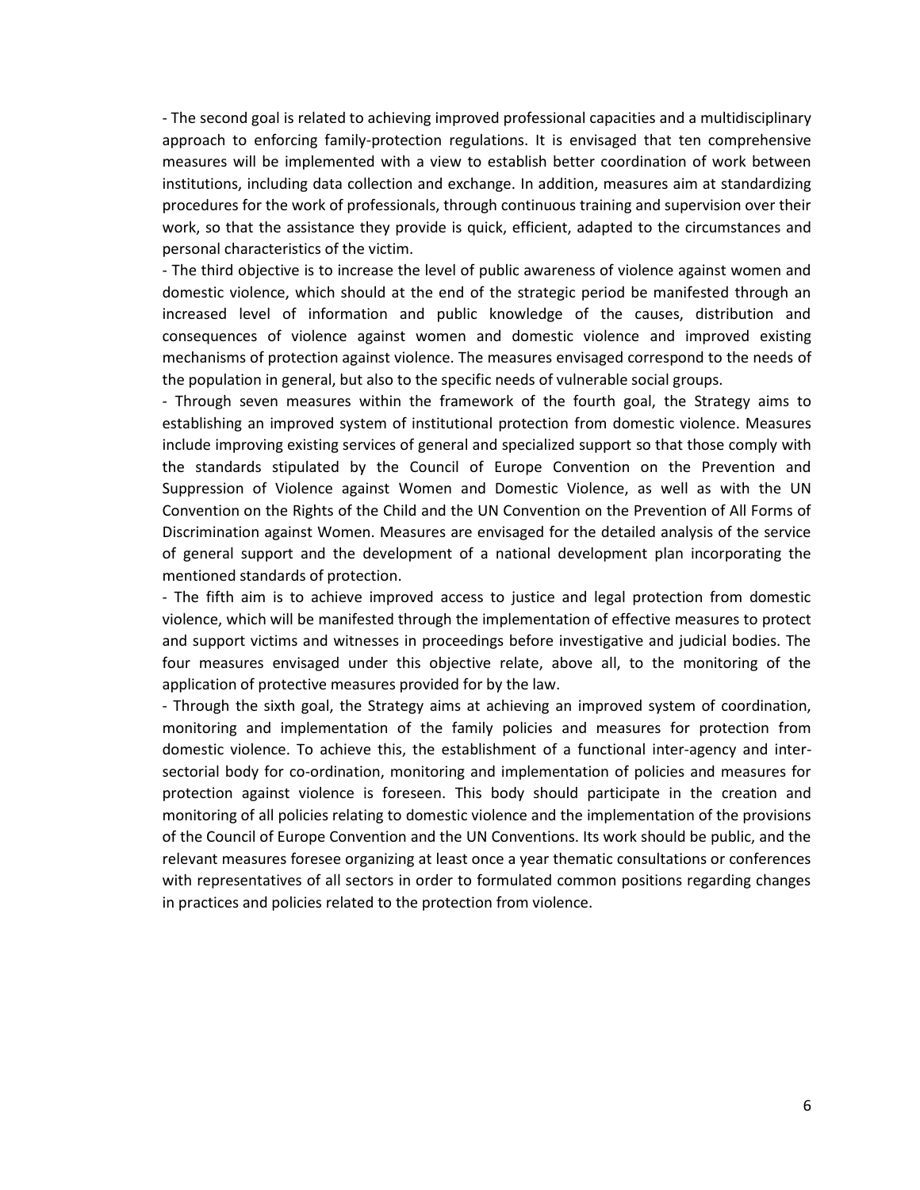- The second goal is related to achieving improved professional capacities and a multidisciplinary approach to enforcing family-protection regulations. It is envisaged that ten comprehensive measures will be implemented with a view to establish better coordination of work between institutions, including data collection and exchange. In addition, measures aim at standardizing procedures for the work of professionals, through continuous training and supervision over their work, so that the assistance they provide is quick, efficient, adapted to the circumstances and personal characteristics of the victim.

- The third objective is to increase the level of public awareness of violence against women and domestic violence, which should at the end of the strategic period be manifested through an increased level of information and public knowledge of the causes, distribution and consequences of violence against women and domestic violence and improved existing mechanisms of protection against violence. The measures envisaged correspond to the needs of the population in general, but also to the specific needs of vulnerable social groups.

- Through seven measures within the framework of the fourth goal, the Strategy aims to establishing an improved system of institutional protection from domestic violence. Measures include improving existing services of general and specialized support so that those comply with the standards stipulated by the Council of Europe Convention on the Prevention and Suppression of Violence against Women and Domestic Violence, as well as with the UN Convention on the Rights of the Child and the UN Convention on the Prevention of All Forms of Discrimination against Women. Measures are envisaged for the detailed analysis of the service of general support and the development of a national development plan incorporating the mentioned standards of protection.

- The fifth aim is to achieve improved access to justice and legal protection from domestic violence, which will be manifested through the implementation of effective measures to protect and support victims and witnesses in proceedings before investigative and judicial bodies. The four measures envisaged under this objective relate, above all, to the monitoring of the application of protective measures provided for by the law.

- Through the sixth goal, the Strategy aims at achieving an improved system of coordination, monitoring and implementation of the family policies and measures for protection from domestic violence. To achieve this, the establishment of a functional inter-agency and inter-sectorial body for co-ordination, monitoring and implementation of policies and measures for protection against violence is foreseen. This body should participate in the creation and monitoring of all policies relating to domestic violence and the implementation of the provisions of the Council of Europe Convention and the UN Conventions. Its work should be public, and the relevant measures foresee organizing at least once a year thematic consultations or conferences with representatives of all sectors in order to formulated common positions regarding changes in practices and policies related to the protection from violence.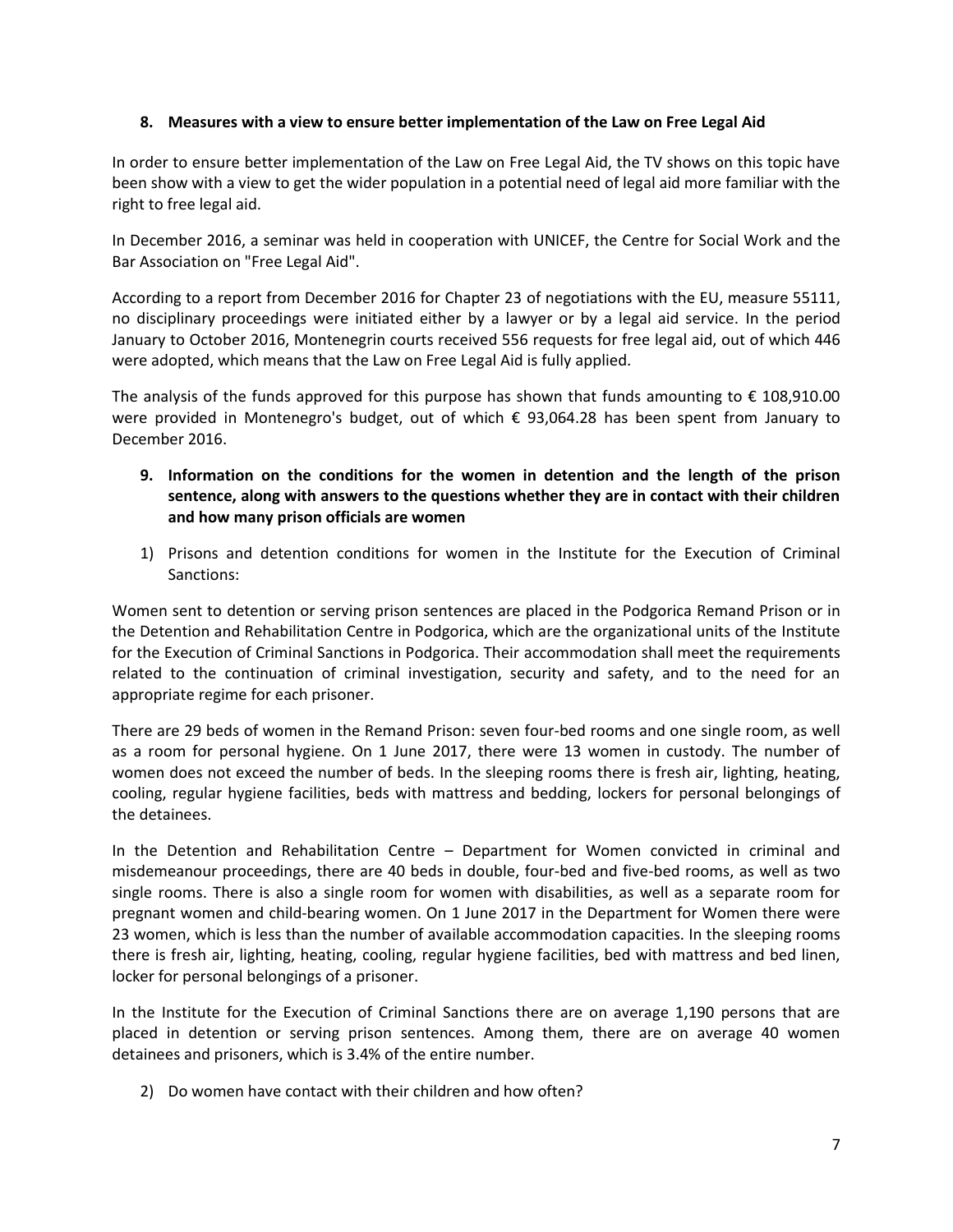### 8. Measures with a view to ensure better implementation of the Law on Free Legal Aid

In order to ensure better implementation of the Law on Free Legal Aid, the TV shows on this topic have been show with a view to get the wider population in a potential need of legal aid more familiar with the right to free legal aid.

In December 2016, a seminar was held in cooperation with UNICEF, the Centre for Social Work and the Bar Association on "Free Legal Aid".

According to a report from December 2016 for Chapter 23 of negotiations with the EU, measure 55111, no disciplinary proceedings were initiated either by a lawyer or by a legal aid service. In the period January to October 2016, Montenegrin courts received 556 requests for free legal aid, out of which 446 were adopted, which means that the Law on Free Legal Aid is fully applied.

The analysis of the funds approved for this purpose has shown that funds amounting to € 108,910.00 were provided in Montenegro's budget, out of which € 93,064.28 has been spent from January to December 2016.

### 9. Information on the conditions for the women in detention and the length of the prison sentence, along with answers to the questions whether they are in contact with their children and how many prison officials are women

1) Prisons and detention conditions for women in the Institute for the Execution of Criminal Sanctions:

Women sent to detention or serving prison sentences are placed in the Podgorica Remand Prison or in the Detention and Rehabilitation Centre in Podgorica, which are the organizational units of the Institute for the Execution of Criminal Sanctions in Podgorica. Their accommodation shall meet the requirements related to the continuation of criminal investigation, security and safety, and to the need for an appropriate regime for each prisoner.

There are 29 beds of women in the Remand Prison: seven four-bed rooms and one single room, as well as a room for personal hygiene. On 1 June 2017, there were 13 women in custody. The number of women does not exceed the number of beds. In the sleeping rooms there is fresh air, lighting, heating, cooling, regular hygiene facilities, beds with mattress and bedding, lockers for personal belongings of the detainees.

In the Detention and Rehabilitation Centre – Department for Women convicted in criminal and misdemeanour proceedings, there are 40 beds in double, four-bed and five-bed rooms, as well as two single rooms. There is also a single room for women with disabilities, as well as a separate room for pregnant women and child-bearing women. On 1 June 2017 in the Department for Women there were 23 women, which is less than the number of available accommodation capacities. In the sleeping rooms there is fresh air, lighting, heating, cooling, regular hygiene facilities, bed with mattress and bed linen, locker for personal belongings of a prisoner.

In the Institute for the Execution of Criminal Sanctions there are on average 1,190 persons that are placed in detention or serving prison sentences. Among them, there are on average 40 women detainees and prisoners, which is 3.4% of the entire number.

2) Do women have contact with their children and how often?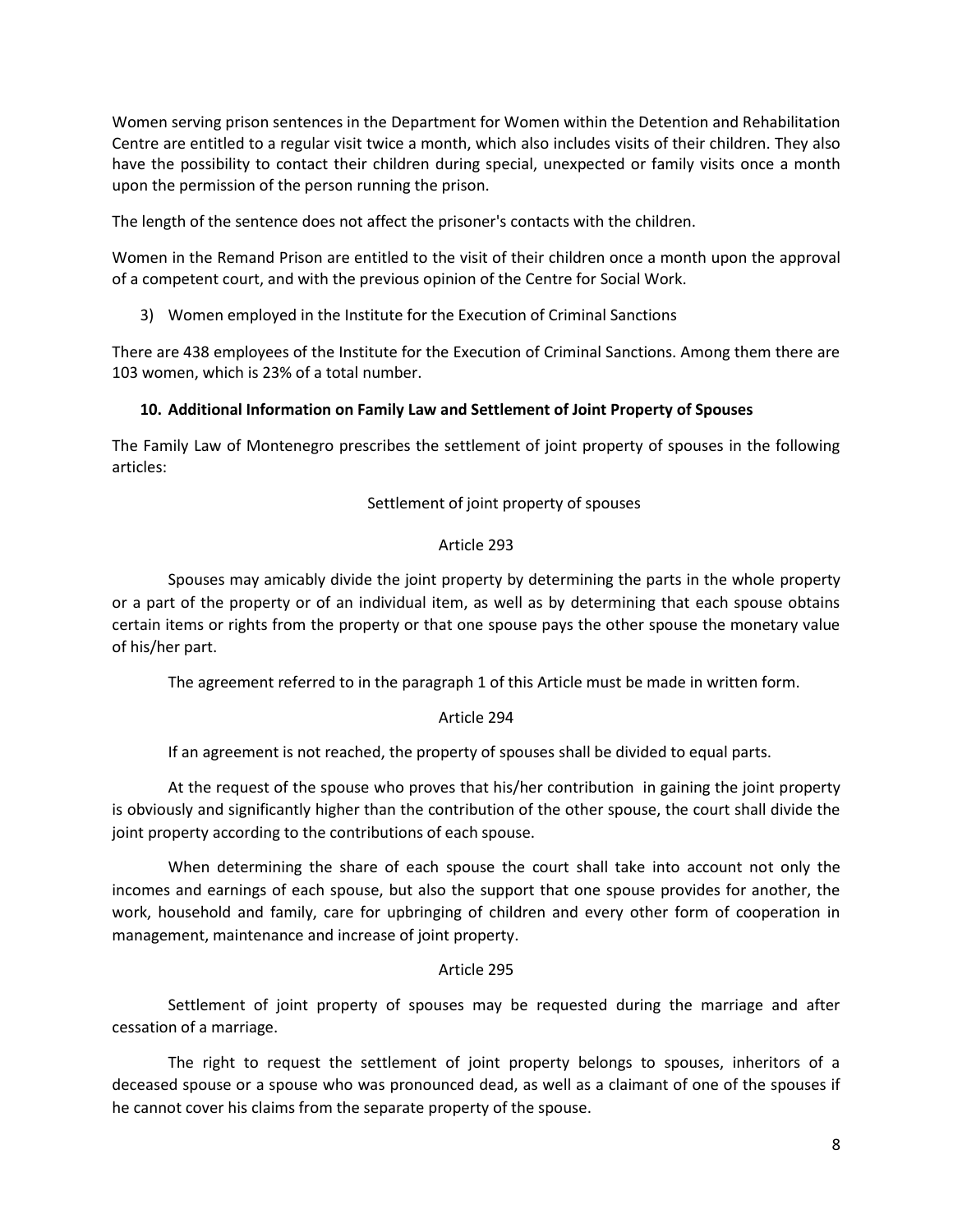Women serving prison sentences in the Department for Women within the Detention and Rehabilitation Centre are entitled to a regular visit twice a month, which also includes visits of their children. They also have the possibility to contact their children during special, unexpected or family visits once a month upon the permission of the person running the prison.

The length of the sentence does not affect the prisoner's contacts with the children.

Women in the Remand Prison are entitled to the visit of their children once a month upon the approval of a competent court, and with the previous opinion of the Centre for Social Work.

3) Women employed in the Institute for the Execution of Criminal Sanctions

There are 438 employees of the Institute for the Execution of Criminal Sanctions. Among them there are 103 women, which is 23% of a total number.

### 10. Additional Information on Family Law and Settlement of Joint Property of Spouses

The Family Law of Montenegro prescribes the settlement of joint property of spouses in the following articles:

Settlement of joint property of spouses

Article 293

Spouses may amicably divide the joint property by determining the parts in the whole property or a part of the property or of an individual item, as well as by determining that each spouse obtains certain items or rights from the property or that one spouse pays the other spouse the monetary value of his/her part.

The agreement referred to in the paragraph 1 of this Article must be made in written form.

Article 294

If an agreement is not reached, the property of spouses shall be divided to equal parts.

At the request of the spouse who proves that his/her contribution in gaining the joint property is obviously and significantly higher than the contribution of the other spouse, the court shall divide the joint property according to the contributions of each spouse.

When determining the share of each spouse the court shall take into account not only the incomes and earnings of each spouse, but also the support that one spouse provides for another, the work, household and family, care for upbringing of children and every other form of cooperation in management, maintenance and increase of joint property.

Article 295

Settlement of joint property of spouses may be requested during the marriage and after cessation of a marriage.

The right to request the settlement of joint property belongs to spouses, inheritors of a deceased spouse or a spouse who was pronounced dead, as well as a claimant of one of the spouses if he cannot cover his claims from the separate property of the spouse.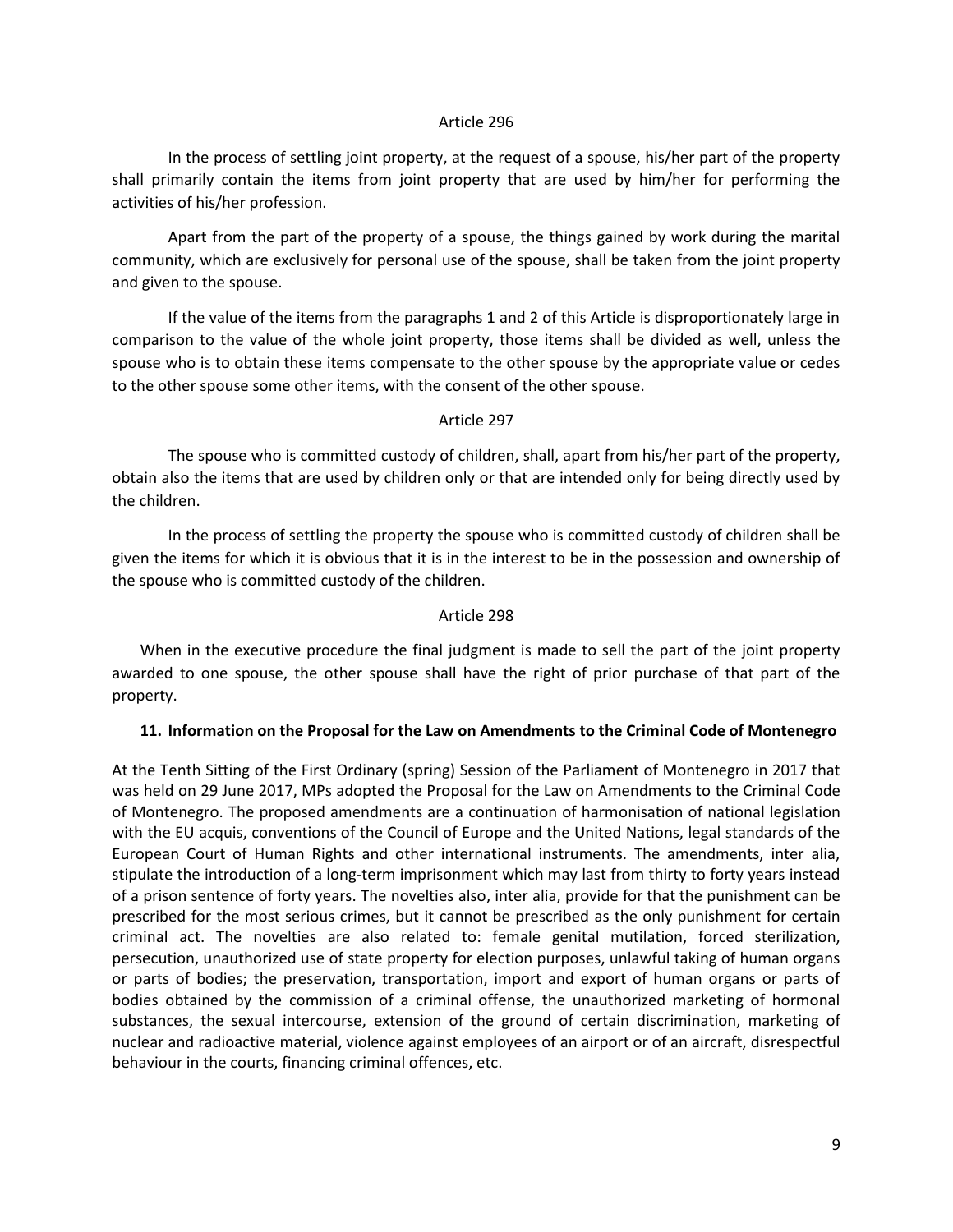Article 296

In the process of settling joint property, at the request of a spouse, his/her part of the property shall primarily contain the items from joint property that are used by him/her for performing the activities of his/her profession.

Apart from the part of the property of a spouse, the things gained by work during the marital community, which are exclusively for personal use of the spouse, shall be taken from the joint property and given to the spouse.

If the value of the items from the paragraphs 1 and 2 of this Article is disproportionately large in comparison to the value of the whole joint property, those items shall be divided as well, unless the spouse who is to obtain these items compensate to the other spouse by the appropriate value or cedes to the other spouse some other items, with the consent of the other spouse.

Article 297

The spouse who is committed custody of children, shall, apart from his/her part of the property, obtain also the items that are used by children only or that are intended only for being directly used by the children.

In the process of settling the property the spouse who is committed custody of children shall be given the items for which it is obvious that it is in the interest to be in the possession and ownership of the spouse who is committed custody of the children.

Article 298

When in the executive procedure the final judgment is made to sell the part of the joint property awarded to one spouse, the other spouse shall have the right of prior purchase of that part of the property.

## 11. Information on the Proposal for the Law on Amendments to the Criminal Code of Montenegro

At the Tenth Sitting of the First Ordinary (spring) Session of the Parliament of Montenegro in 2017 that was held on 29 June 2017, MPs adopted the Proposal for the Law on Amendments to the Criminal Code of Montenegro. The proposed amendments are a continuation of harmonisation of national legislation with the EU acquis, conventions of the Council of Europe and the United Nations, legal standards of the European Court of Human Rights and other international instruments. The amendments, inter alia, stipulate the introduction of a long-term imprisonment which may last from thirty to forty years instead of a prison sentence of forty years. The novelties also, inter alia, provide for that the punishment can be prescribed for the most serious crimes, but it cannot be prescribed as the only punishment for certain criminal act. The novelties are also related to: female genital mutilation, forced sterilization, persecution, unauthorized use of state property for election purposes, unlawful taking of human organs or parts of bodies; the preservation, transportation, import and export of human organs or parts of bodies obtained by the commission of a criminal offense, the unauthorized marketing of hormonal substances, the sexual intercourse, extension of the ground of certain discrimination, marketing of nuclear and radioactive material, violence against employees of an airport or of an aircraft, disrespectful behaviour in the courts, financing criminal offences, etc.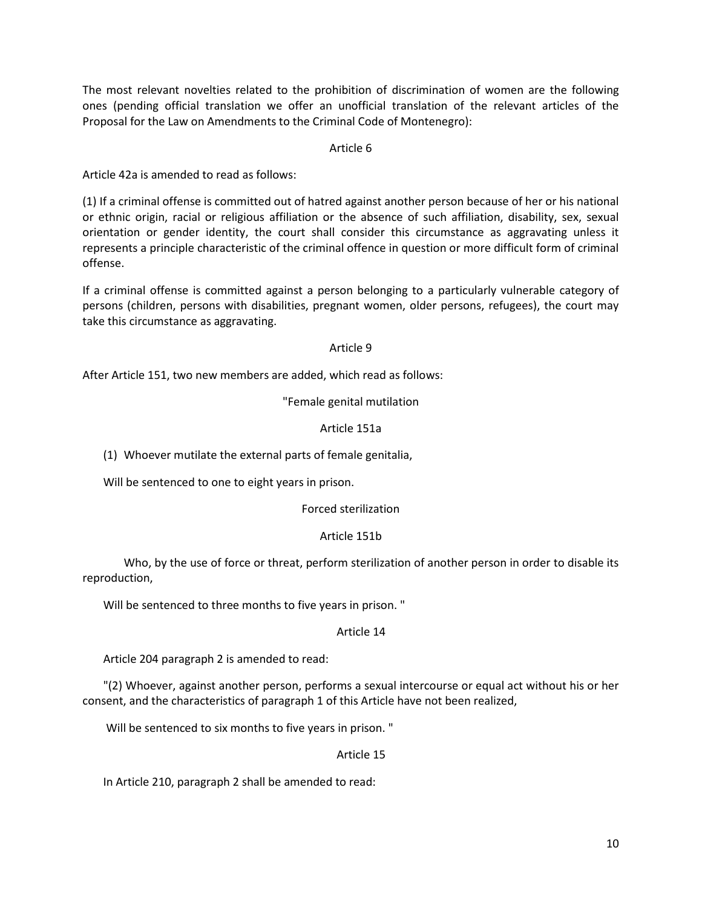The most relevant novelties related to the prohibition of discrimination of women are the following ones (pending official translation we offer an unofficial translation of the relevant articles of the Proposal for the Law on Amendments to the Criminal Code of Montenegro):

Article 6

Article 42a is amended to read as follows:

(1) If a criminal offense is committed out of hatred against another person because of her or his national or ethnic origin, racial or religious affiliation or the absence of such affiliation, disability, sex, sexual orientation or gender identity, the court shall consider this circumstance as aggravating unless it represents a principle characteristic of the criminal offence in question or more difficult form of criminal offense.

If a criminal offense is committed against a person belonging to a particularly vulnerable category of persons (children, persons with disabilities, pregnant women, older persons, refugees), the court may take this circumstance as aggravating.

Article 9

After Article 151, two new members are added, which read as follows:

"Female genital mutilation

Article 151a

(1) Whoever mutilate the external parts of female genitalia,

Will be sentenced to one to eight years in prison.

Forced sterilization

Article 151b

Who, by the use of force or threat, perform sterilization of another person in order to disable its reproduction,

Will be sentenced to three months to five years in prison. "

Article 14

Article 204 paragraph 2 is amended to read:

"(2) Whoever, against another person, performs a sexual intercourse or equal act without his or her consent, and the characteristics of paragraph 1 of this Article have not been realized,

Will be sentenced to six months to five years in prison. "

Article 15

In Article 210, paragraph 2 shall be amended to read: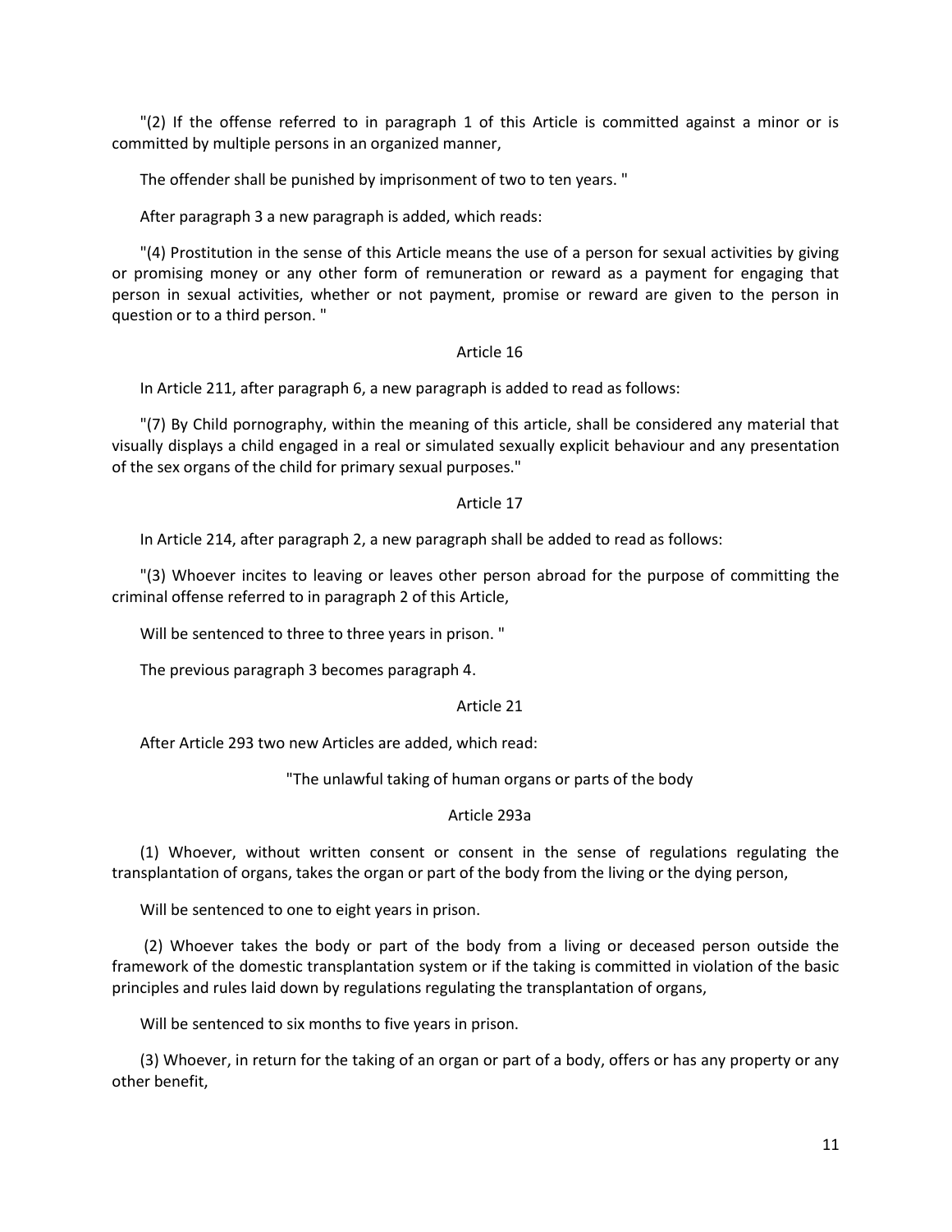"(2) If the offense referred to in paragraph 1 of this Article is committed against a minor or is committed by multiple persons in an organized manner,

The offender shall be punished by imprisonment of two to ten years. "

After paragraph 3 a new paragraph is added, which reads:

"(4) Prostitution in the sense of this Article means the use of a person for sexual activities by giving or promising money or any other form of remuneration or reward as a payment for engaging that person in sexual activities, whether or not payment, promise or reward are given to the person in question or to a third person. "

Article 16

In Article 211, after paragraph 6, a new paragraph is added to read as follows:

"(7) By Child pornography, within the meaning of this article, shall be considered any material that visually displays a child engaged in a real or simulated sexually explicit behaviour and any presentation of the sex organs of the child for primary sexual purposes."

Article 17

In Article 214, after paragraph 2, a new paragraph shall be added to read as follows:

"(3) Whoever incites to leaving or leaves other person abroad for the purpose of committing the criminal offense referred to in paragraph 2 of this Article,

Will be sentenced to three to three years in prison. "

The previous paragraph 3 becomes paragraph 4.

Article 21

After Article 293 two new Articles are added, which read:

"The unlawful taking of human organs or parts of the body

Article 293a

(1) Whoever, without written consent or consent in the sense of regulations regulating the transplantation of organs, takes the organ or part of the body from the living or the dying person,

Will be sentenced to one to eight years in prison.

(2) Whoever takes the body or part of the body from a living or deceased person outside the framework of the domestic transplantation system or if the taking is committed in violation of the basic principles and rules laid down by regulations regulating the transplantation of organs,

Will be sentenced to six months to five years in prison.

(3) Whoever, in return for the taking of an organ or part of a body, offers or has any property or any other benefit,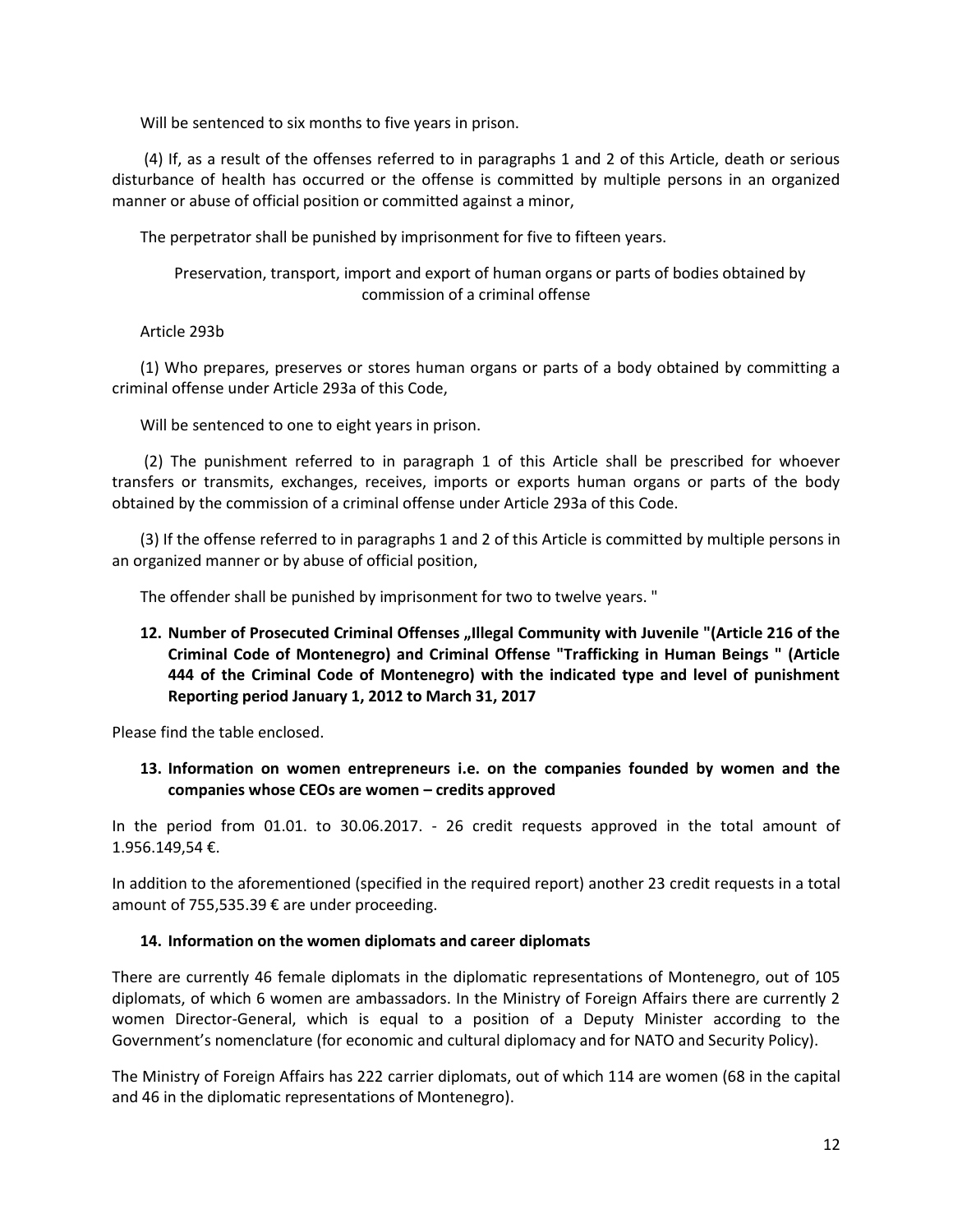Will be sentenced to six months to five years in prison.

(4) If, as a result of the offenses referred to in paragraphs 1 and 2 of this Article, death or serious disturbance of health has occurred or the offense is committed by multiple persons in an organized manner or abuse of official position or committed against a minor,

The perpetrator shall be punished by imprisonment for five to fifteen years.

Preservation, transport, import and export of human organs or parts of bodies obtained by commission of a criminal offense

Article 293b

(1) Who prepares, preserves or stores human organs or parts of a body obtained by committing a criminal offense under Article 293a of this Code,

Will be sentenced to one to eight years in prison.

(2) The punishment referred to in paragraph 1 of this Article shall be prescribed for whoever transfers or transmits, exchanges, receives, imports or exports human organs or parts of the body obtained by the commission of a criminal offense under Article 293a of this Code.

(3) If the offense referred to in paragraphs 1 and 2 of this Article is committed by multiple persons in an organized manner or by abuse of official position,

The offender shall be punished by imprisonment for two to twelve years. "

**12. Number of Prosecuted Criminal Offenses „Illegal Community with Juvenile "(Article 216 of the Criminal Code of Montenegro) and Criminal Offense "Trafficking in Human Beings " (Article 444 of the Criminal Code of Montenegro) with the indicated type and level of punishment Reporting period January 1, 2012 to March 31, 2017**

Please find the table enclosed.

**13. Information on women entrepreneurs i.e. on the companies founded by women and the companies whose CEOs are women – credits approved**

In the period from 01.01. to 30.06.2017. - 26 credit requests approved in the total amount of 1.956.149,54 €.

In addition to the aforementioned (specified in the required report) another 23 credit requests in a total amount of 755,535.39 € are under proceeding.

**14. Information on the women diplomats and career diplomats**

There are currently 46 female diplomats in the diplomatic representations of Montenegro, out of 105 diplomats, of which 6 women are ambassadors. In the Ministry of Foreign Affairs there are currently 2 women Director-General, which is equal to a position of a Deputy Minister according to the Government's nomenclature (for economic and cultural diplomacy and for NATO and Security Policy).

The Ministry of Foreign Affairs has 222 carrier diplomats, out of which 114 are women (68 in the capital and 46 in the diplomatic representations of Montenegro).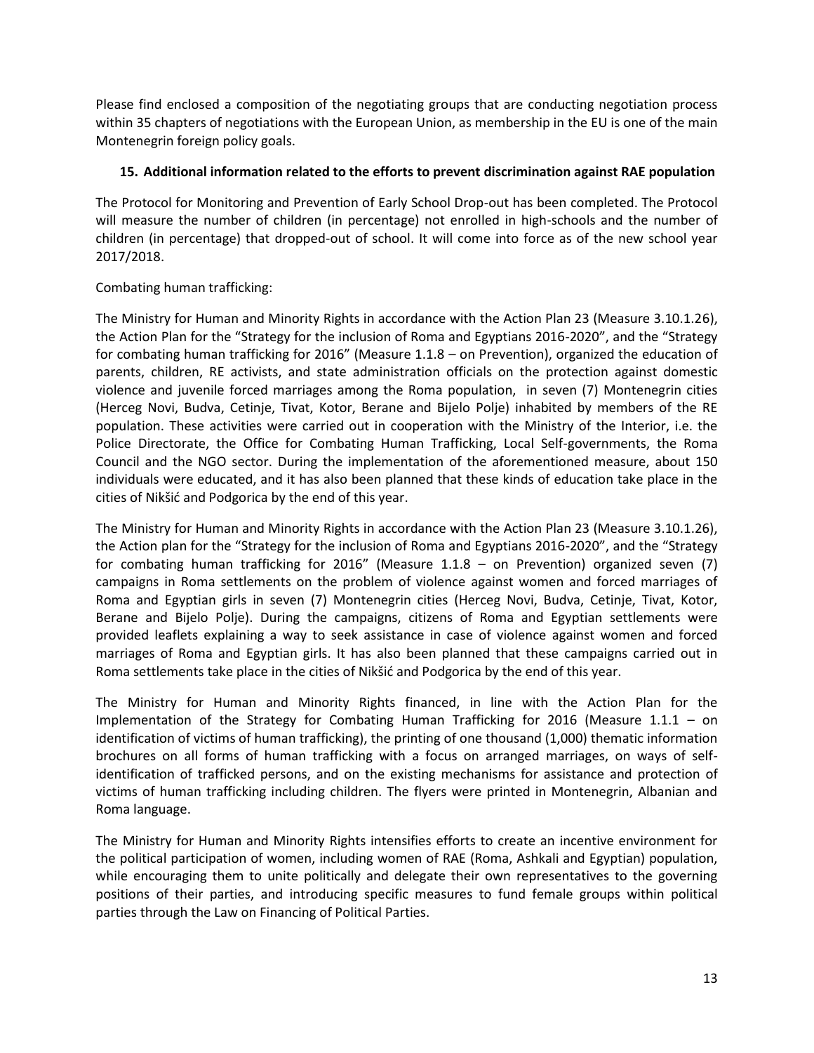Please find enclosed a composition of the negotiating groups that are conducting negotiation process within 35 chapters of negotiations with the European Union, as membership in the EU is one of the main Montenegrin foreign policy goals.

### 15. Additional information related to the efforts to prevent discrimination against RAE population

The Protocol for Monitoring and Prevention of Early School Drop-out has been completed. The Protocol will measure the number of children (in percentage) not enrolled in high-schools and the number of children (in percentage) that dropped-out of school. It will come into force as of the new school year 2017/2018.

Combating human trafficking:

The Ministry for Human and Minority Rights in accordance with the Action Plan 23 (Measure 3.10.1.26), the Action Plan for the "Strategy for the inclusion of Roma and Egyptians 2016-2020", and the "Strategy for combating human trafficking for 2016" (Measure 1.1.8 – on Prevention), organized the education of parents, children, RE activists, and state administration officials on the protection against domestic violence and juvenile forced marriages among the Roma population, in seven (7) Montenegrin cities (Herceg Novi, Budva, Cetinje, Tivat, Kotor, Berane and Bijelo Polje) inhabited by members of the RE population. These activities were carried out in cooperation with the Ministry of the Interior, i.e. the Police Directorate, the Office for Combating Human Trafficking, Local Self-governments, the Roma Council and the NGO sector. During the implementation of the aforementioned measure, about 150 individuals were educated, and it has also been planned that these kinds of education take place in the cities of Nikšić and Podgorica by the end of this year.

The Ministry for Human and Minority Rights in accordance with the Action Plan 23 (Measure 3.10.1.26), the Action plan for the "Strategy for the inclusion of Roma and Egyptians 2016-2020", and the "Strategy for combating human trafficking for 2016" (Measure 1.1.8 – on Prevention) organized seven (7) campaigns in Roma settlements on the problem of violence against women and forced marriages of Roma and Egyptian girls in seven (7) Montenegrin cities (Herceg Novi, Budva, Cetinje, Tivat, Kotor, Berane and Bijelo Polje). During the campaigns, citizens of Roma and Egyptian settlements were provided leaflets explaining a way to seek assistance in case of violence against women and forced marriages of Roma and Egyptian girls. It has also been planned that these campaigns carried out in Roma settlements take place in the cities of Nikšić and Podgorica by the end of this year.

The Ministry for Human and Minority Rights financed, in line with the Action Plan for the Implementation of the Strategy for Combating Human Trafficking for 2016 (Measure 1.1.1 – on identification of victims of human trafficking), the printing of one thousand (1,000) thematic information brochures on all forms of human trafficking with a focus on arranged marriages, on ways of self-identification of trafficked persons, and on the existing mechanisms for assistance and protection of victims of human trafficking including children. The flyers were printed in Montenegrin, Albanian and Roma language.

The Ministry for Human and Minority Rights intensifies efforts to create an incentive environment for the political participation of women, including women of RAE (Roma, Ashkali and Egyptian) population, while encouraging them to unite politically and delegate their own representatives to the governing positions of their parties, and introducing specific measures to fund female groups within political parties through the Law on Financing of Political Parties.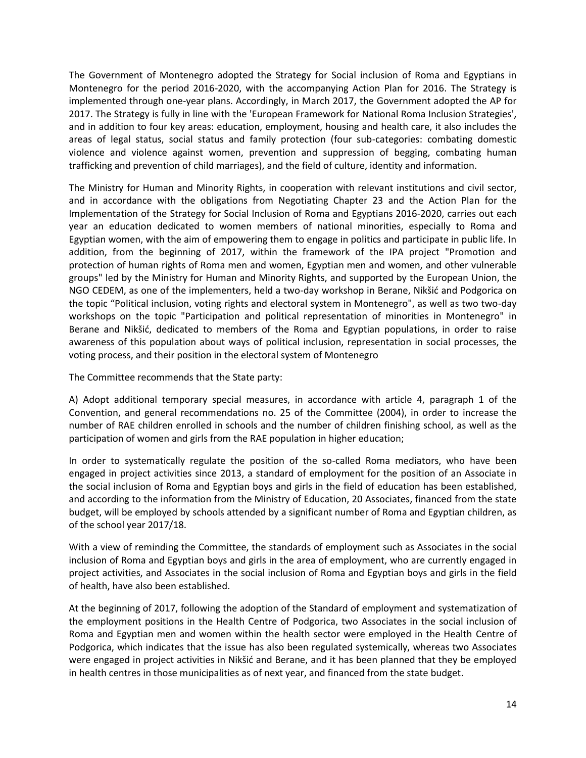The Government of Montenegro adopted the Strategy for Social inclusion of Roma and Egyptians in Montenegro for the period 2016-2020, with the accompanying Action Plan for 2016. The Strategy is implemented through one-year plans. Accordingly, in March 2017, the Government adopted the AP for 2017. The Strategy is fully in line with the 'European Framework for National Roma Inclusion Strategies', and in addition to four key areas: education, employment, housing and health care, it also includes the areas of legal status, social status and family protection (four sub-categories: combating domestic violence and violence against women, prevention and suppression of begging, combating human trafficking and prevention of child marriages), and the field of culture, identity and information.

The Ministry for Human and Minority Rights, in cooperation with relevant institutions and civil sector, and in accordance with the obligations from Negotiating Chapter 23 and the Action Plan for the Implementation of the Strategy for Social Inclusion of Roma and Egyptians 2016-2020, carries out each year an education dedicated to women members of national minorities, especially to Roma and Egyptian women, with the aim of empowering them to engage in politics and participate in public life. In addition, from the beginning of 2017, within the framework of the IPA project "Promotion and protection of human rights of Roma men and women, Egyptian men and women, and other vulnerable groups" led by the Ministry for Human and Minority Rights, and supported by the European Union, the NGO CEDEM, as one of the implementers, held a two-day workshop in Berane, Nikšić and Podgorica on the topic "Political inclusion, voting rights and electoral system in Montenegro", as well as two two-day workshops on the topic "Participation and political representation of minorities in Montenegro" in Berane and Nikšić, dedicated to members of the Roma and Egyptian populations, in order to raise awareness of this population about ways of political inclusion, representation in social processes, the voting process, and their position in the electoral system of Montenegro

The Committee recommends that the State party:

A) Adopt additional temporary special measures, in accordance with article 4, paragraph 1 of the Convention, and general recommendations no. 25 of the Committee (2004), in order to increase the number of RAE children enrolled in schools and the number of children finishing school, as well as the participation of women and girls from the RAE population in higher education;

In order to systematically regulate the position of the so-called Roma mediators, who have been engaged in project activities since 2013, a standard of employment for the position of an Associate in the social inclusion of Roma and Egyptian boys and girls in the field of education has been established, and according to the information from the Ministry of Education, 20 Associates, financed from the state budget, will be employed by schools attended by a significant number of Roma and Egyptian children, as of the school year 2017/18.

With a view of reminding the Committee, the standards of employment such as Associates in the social inclusion of Roma and Egyptian boys and girls in the area of employment, who are currently engaged in project activities, and Associates in the social inclusion of Roma and Egyptian boys and girls in the field of health, have also been established.

At the beginning of 2017, following the adoption of the Standard of employment and systematization of the employment positions in the Health Centre of Podgorica, two Associates in the social inclusion of Roma and Egyptian men and women within the health sector were employed in the Health Centre of Podgorica, which indicates that the issue has also been regulated systemically, whereas two Associates were engaged in project activities in Nikšić and Berane, and it has been planned that they be employed in health centres in those municipalities as of next year, and financed from the state budget.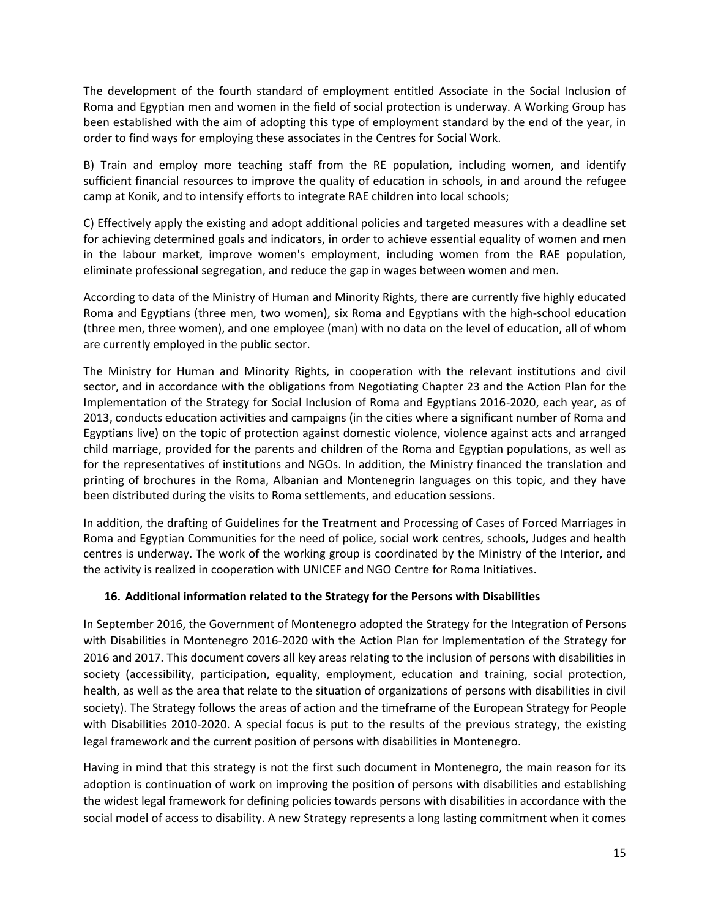The development of the fourth standard of employment entitled Associate in the Social Inclusion of Roma and Egyptian men and women in the field of social protection is underway. A Working Group has been established with the aim of adopting this type of employment standard by the end of the year, in order to find ways for employing these associates in the Centres for Social Work.

B) Train and employ more teaching staff from the RE population, including women, and identify sufficient financial resources to improve the quality of education in schools, in and around the refugee camp at Konik, and to intensify efforts to integrate RAE children into local schools;

C) Effectively apply the existing and adopt additional policies and targeted measures with a deadline set for achieving determined goals and indicators, in order to achieve essential equality of women and men in the labour market, improve women's employment, including women from the RAE population, eliminate professional segregation, and reduce the gap in wages between women and men.

According to data of the Ministry of Human and Minority Rights, there are currently five highly educated Roma and Egyptians (three men, two women), six Roma and Egyptians with the high-school education (three men, three women), and one employee (man) with no data on the level of education, all of whom are currently employed in the public sector.

The Ministry for Human and Minority Rights, in cooperation with the relevant institutions and civil sector, and in accordance with the obligations from Negotiating Chapter 23 and the Action Plan for the Implementation of the Strategy for Social Inclusion of Roma and Egyptians 2016-2020, each year, as of 2013, conducts education activities and campaigns (in the cities where a significant number of Roma and Egyptians live) on the topic of protection against domestic violence, violence against acts and arranged child marriage, provided for the parents and children of the Roma and Egyptian populations, as well as for the representatives of institutions and NGOs. In addition, the Ministry financed the translation and printing of brochures in the Roma, Albanian and Montenegrin languages on this topic, and they have been distributed during the visits to Roma settlements, and education sessions.

In addition, the drafting of Guidelines for the Treatment and Processing of Cases of Forced Marriages in Roma and Egyptian Communities for the need of police, social work centres, schools, Judges and health centres is underway. The work of the working group is coordinated by the Ministry of the Interior, and the activity is realized in cooperation with UNICEF and NGO Centre for Roma Initiatives.

## 16. Additional information related to the Strategy for the Persons with Disabilities

In September 2016, the Government of Montenegro adopted the Strategy for the Integration of Persons with Disabilities in Montenegro 2016-2020 with the Action Plan for Implementation of the Strategy for 2016 and 2017. This document covers all key areas relating to the inclusion of persons with disabilities in society (accessibility, participation, equality, employment, education and training, social protection, health, as well as the area that relate to the situation of organizations of persons with disabilities in civil society). The Strategy follows the areas of action and the timeframe of the European Strategy for People with Disabilities 2010-2020. A special focus is put to the results of the previous strategy, the existing legal framework and the current position of persons with disabilities in Montenegro.

Having in mind that this strategy is not the first such document in Montenegro, the main reason for its adoption is continuation of work on improving the position of persons with disabilities and establishing the widest legal framework for defining policies towards persons with disabilities in accordance with the social model of access to disability. A new Strategy represents a long lasting commitment when it comes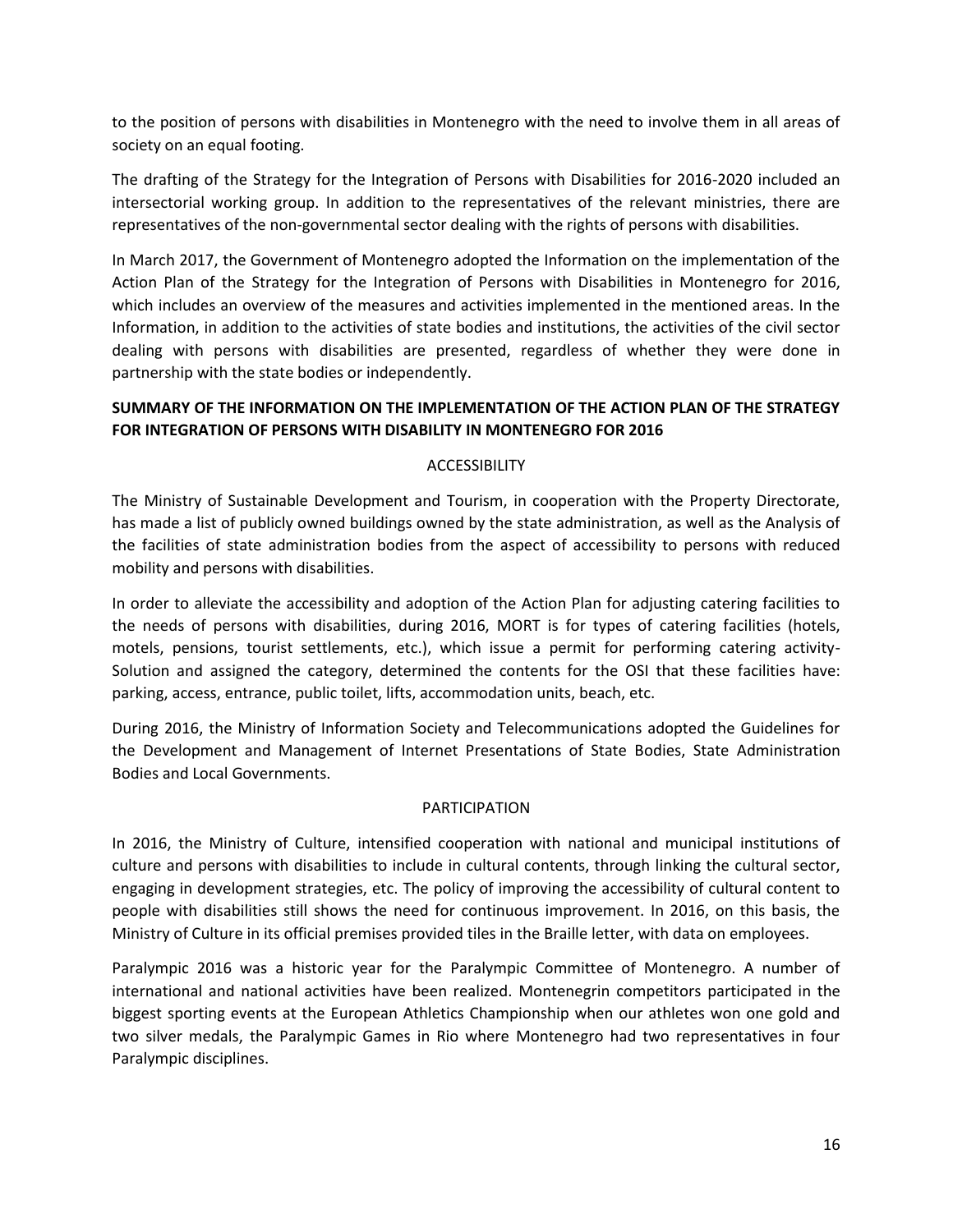to the position of persons with disabilities in Montenegro with the need to involve them in all areas of society on an equal footing.

The drafting of the Strategy for the Integration of Persons with Disabilities for 2016-2020 included an intersectorial working group. In addition to the representatives of the relevant ministries, there are representatives of the non-governmental sector dealing with the rights of persons with disabilities.

In March 2017, the Government of Montenegro adopted the Information on the implementation of the Action Plan of the Strategy for the Integration of Persons with Disabilities in Montenegro for 2016, which includes an overview of the measures and activities implemented in the mentioned areas. In the Information, in addition to the activities of state bodies and institutions, the activities of the civil sector dealing with persons with disabilities are presented, regardless of whether they were done in partnership with the state bodies or independently.

**SUMMARY OF THE INFORMATION ON THE IMPLEMENTATION OF THE ACTION PLAN OF THE STRATEGY FOR INTEGRATION OF PERSONS WITH DISABILITY IN MONTENEGRO FOR 2016**

ACCESSIBILITY

The Ministry of Sustainable Development and Tourism, in cooperation with the Property Directorate, has made a list of publicly owned buildings owned by the state administration, as well as the Analysis of the facilities of state administration bodies from the aspect of accessibility to persons with reduced mobility and persons with disabilities.

In order to alleviate the accessibility and adoption of the Action Plan for adjusting catering facilities to the needs of persons with disabilities, during 2016, MORT is for types of catering facilities (hotels, motels, pensions, tourist settlements, etc.), which issue a permit for performing catering activity-Solution and assigned the category, determined the contents for the OSI that these facilities have: parking, access, entrance, public toilet, lifts, accommodation units, beach, etc.

During 2016, the Ministry of Information Society and Telecommunications adopted the Guidelines for the Development and Management of Internet Presentations of State Bodies, State Administration Bodies and Local Governments.

PARTICIPATION

In 2016, the Ministry of Culture, intensified cooperation with national and municipal institutions of culture and persons with disabilities to include in cultural contents, through linking the cultural sector, engaging in development strategies, etc. The policy of improving the accessibility of cultural content to people with disabilities still shows the need for continuous improvement. In 2016, on this basis, the Ministry of Culture in its official premises provided tiles in the Braille letter, with data on employees.

Paralympic 2016 was a historic year for the Paralympic Committee of Montenegro. A number of international and national activities have been realized. Montenegrin competitors participated in the biggest sporting events at the European Athletics Championship when our athletes won one gold and two silver medals, the Paralympic Games in Rio where Montenegro had two representatives in four Paralympic disciplines.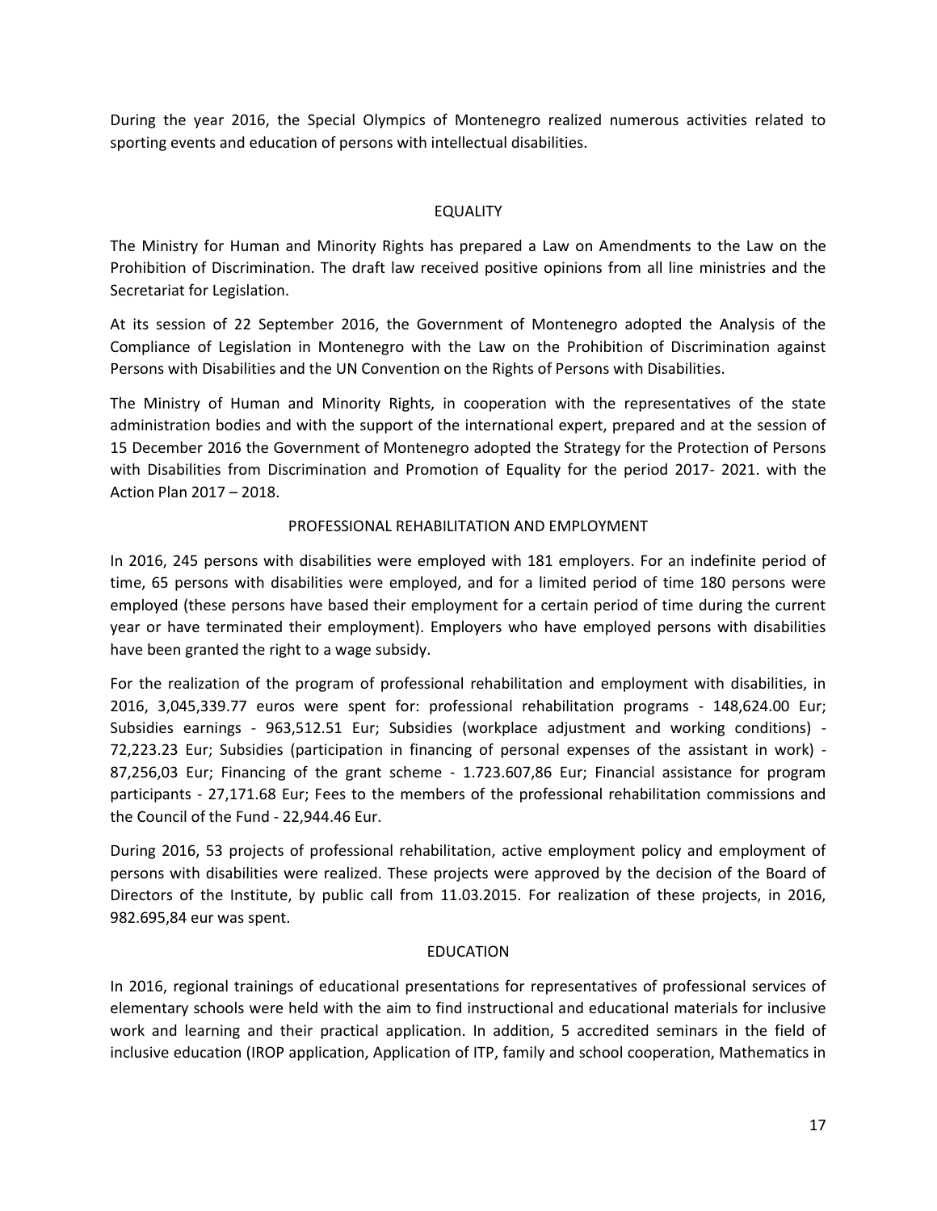During the year 2016, the Special Olympics of Montenegro realized numerous activities related to sporting events and education of persons with intellectual disabilities.

## EQUALITY

The Ministry for Human and Minority Rights has prepared a Law on Amendments to the Law on the Prohibition of Discrimination. The draft law received positive opinions from all line ministries and the Secretariat for Legislation.

At its session of 22 September 2016, the Government of Montenegro adopted the Analysis of the Compliance of Legislation in Montenegro with the Law on the Prohibition of Discrimination against Persons with Disabilities and the UN Convention on the Rights of Persons with Disabilities.

The Ministry of Human and Minority Rights, in cooperation with the representatives of the state administration bodies and with the support of the international expert, prepared and at the session of 15 December 2016 the Government of Montenegro adopted the Strategy for the Protection of Persons with Disabilities from Discrimination and Promotion of Equality for the period 2017- 2021. with the Action Plan 2017 – 2018.

## PROFESSIONAL REHABILITATION AND EMPLOYMENT

In 2016, 245 persons with disabilities were employed with 181 employers. For an indefinite period of time, 65 persons with disabilities were employed, and for a limited period of time 180 persons were employed (these persons have based their employment for a certain period of time during the current year or have terminated their employment). Employers who have employed persons with disabilities have been granted the right to a wage subsidy.

For the realization of the program of professional rehabilitation and employment with disabilities, in 2016, 3,045,339.77 euros were spent for: professional rehabilitation programs - 148,624.00 Eur; Subsidies earnings - 963,512.51 Eur; Subsidies (workplace adjustment and working conditions) - 72,223.23 Eur; Subsidies (participation in financing of personal expenses of the assistant in work) - 87,256,03 Eur; Financing of the grant scheme - 1.723.607,86 Eur; Financial assistance for program participants - 27,171.68 Eur; Fees to the members of the professional rehabilitation commissions and the Council of the Fund - 22,944.46 Eur.

During 2016, 53 projects of professional rehabilitation, active employment policy and employment of persons with disabilities were realized. These projects were approved by the decision of the Board of Directors of the Institute, by public call from 11.03.2015. For realization of these projects, in 2016, 982.695,84 eur was spent.

## EDUCATION

In 2016, regional trainings of educational presentations for representatives of professional services of elementary schools were held with the aim to find instructional and educational materials for inclusive work and learning and their practical application. In addition, 5 accredited seminars in the field of inclusive education (IROP application, Application of ITP, family and school cooperation, Mathematics in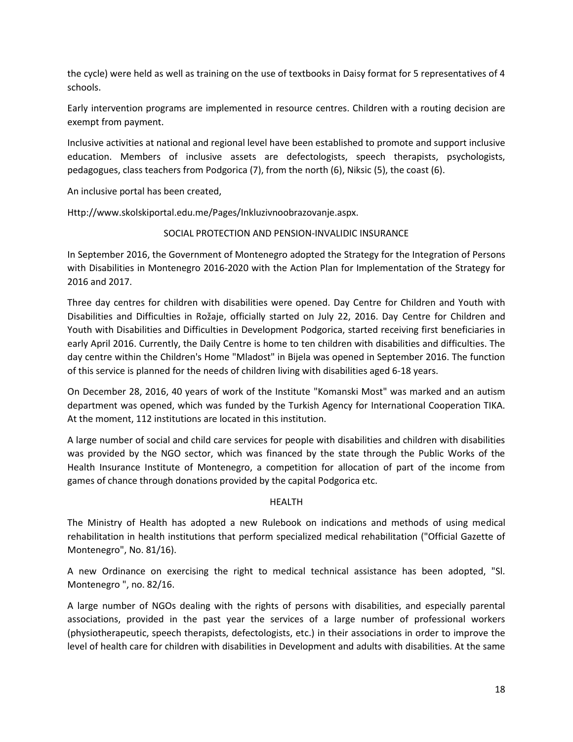the cycle) were held as well as training on the use of textbooks in Daisy format for 5 representatives of 4 schools.

Early intervention programs are implemented in resource centres. Children with a routing decision are exempt from payment.

Inclusive activities at national and regional level have been established to promote and support inclusive education. Members of inclusive assets are defectologists, speech therapists, psychologists, pedagogues, class teachers from Podgorica (7), from the north (6), Niksic (5), the coast (6).

An inclusive portal has been created,

Http://www.skolskiportal.edu.me/Pages/Inkluzivnoobrazovanje.aspx.

## SOCIAL PROTECTION AND PENSION-INVALIDIC INSURANCE

In September 2016, the Government of Montenegro adopted the Strategy for the Integration of Persons with Disabilities in Montenegro 2016-2020 with the Action Plan for Implementation of the Strategy for 2016 and 2017.

Three day centres for children with disabilities were opened. Day Centre for Children and Youth with Disabilities and Difficulties in Rožaje, officially started on July 22, 2016. Day Centre for Children and Youth with Disabilities and Difficulties in Development Podgorica, started receiving first beneficiaries in early April 2016. Currently, the Daily Centre is home to ten children with disabilities and difficulties. The day centre within the Children's Home "Mladost" in Bijela was opened in September 2016. The function of this service is planned for the needs of children living with disabilities aged 6-18 years.

On December 28, 2016, 40 years of work of the Institute "Komanski Most" was marked and an autism department was opened, which was funded by the Turkish Agency for International Cooperation TIKA. At the moment, 112 institutions are located in this institution.

A large number of social and child care services for people with disabilities and children with disabilities was provided by the NGO sector, which was financed by the state through the Public Works of the Health Insurance Institute of Montenegro, a competition for allocation of part of the income from games of chance through donations provided by the capital Podgorica etc.

## HEALTH

The Ministry of Health has adopted a new Rulebook on indications and methods of using medical rehabilitation in health institutions that perform specialized medical rehabilitation ("Official Gazette of Montenegro", No. 81/16).

A new Ordinance on exercising the right to medical technical assistance has been adopted, "Sl. Montenegro ", no. 82/16.

A large number of NGOs dealing with the rights of persons with disabilities, and especially parental associations, provided in the past year the services of a large number of professional workers (physiotherapeutic, speech therapists, defectologists, etc.) in their associations in order to improve the level of health care for children with disabilities in Development and adults with disabilities. At the same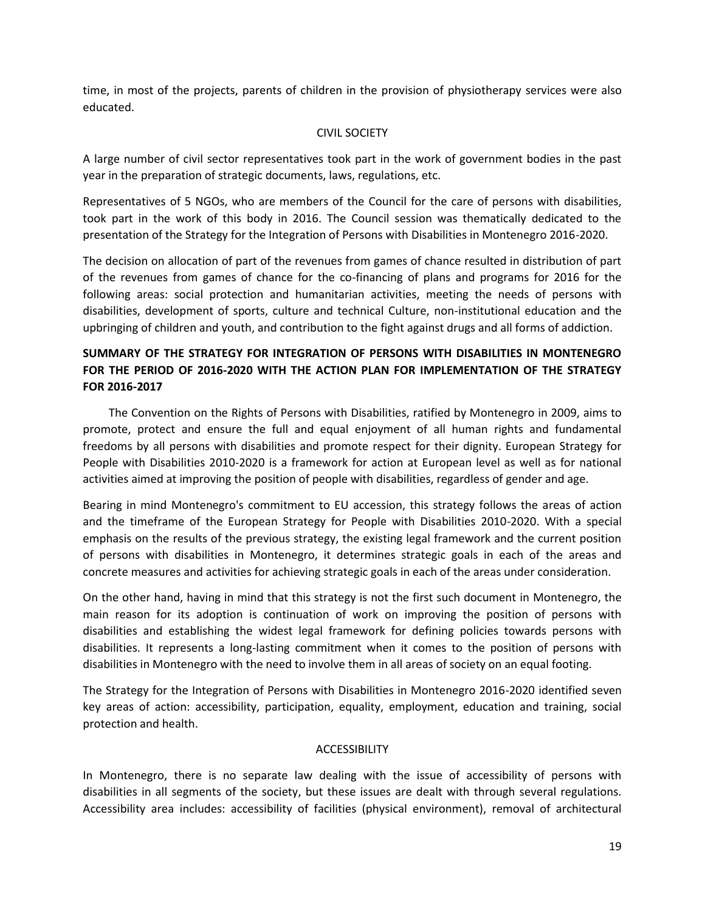time, in most of the projects, parents of children in the provision of physiotherapy services were also educated.

## CIVIL SOCIETY

A large number of civil sector representatives took part in the work of government bodies in the past year in the preparation of strategic documents, laws, regulations, etc.

Representatives of 5 NGOs, who are members of the Council for the care of persons with disabilities, took part in the work of this body in 2016. The Council session was thematically dedicated to the presentation of the Strategy for the Integration of Persons with Disabilities in Montenegro 2016-2020.

The decision on allocation of part of the revenues from games of chance resulted in distribution of part of the revenues from games of chance for the co-financing of plans and programs for 2016 for the following areas: social protection and humanitarian activities, meeting the needs of persons with disabilities, development of sports, culture and technical Culture, non-institutional education and the upbringing of children and youth, and contribution to the fight against drugs and all forms of addiction.

## SUMMARY OF THE STRATEGY FOR INTEGRATION OF PERSONS WITH DISABILITIES IN MONTENEGRO FOR THE PERIOD OF 2016-2020 WITH THE ACTION PLAN FOR IMPLEMENTATION OF THE STRATEGY FOR 2016-2017

The Convention on the Rights of Persons with Disabilities, ratified by Montenegro in 2009, aims to promote, protect and ensure the full and equal enjoyment of all human rights and fundamental freedoms by all persons with disabilities and promote respect for their dignity. European Strategy for People with Disabilities 2010-2020 is a framework for action at European level as well as for national activities aimed at improving the position of people with disabilities, regardless of gender and age.

Bearing in mind Montenegro's commitment to EU accession, this strategy follows the areas of action and the timeframe of the European Strategy for People with Disabilities 2010-2020. With a special emphasis on the results of the previous strategy, the existing legal framework and the current position of persons with disabilities in Montenegro, it determines strategic goals in each of the areas and concrete measures and activities for achieving strategic goals in each of the areas under consideration.

On the other hand, having in mind that this strategy is not the first such document in Montenegro, the main reason for its adoption is continuation of work on improving the position of persons with disabilities and establishing the widest legal framework for defining policies towards persons with disabilities. It represents a long-lasting commitment when it comes to the position of persons with disabilities in Montenegro with the need to involve them in all areas of society on an equal footing.

The Strategy for the Integration of Persons with Disabilities in Montenegro 2016-2020 identified seven key areas of action: accessibility, participation, equality, employment, education and training, social protection and health.

## ACCESSIBILITY

In Montenegro, there is no separate law dealing with the issue of accessibility of persons with disabilities in all segments of the society, but these issues are dealt with through several regulations. Accessibility area includes: accessibility of facilities (physical environment), removal of architectural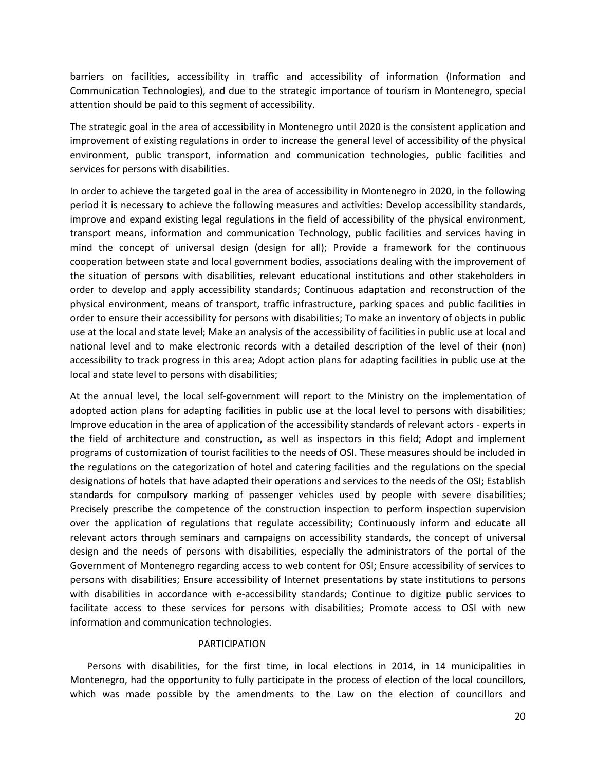barriers on facilities, accessibility in traffic and accessibility of information (Information and Communication Technologies), and due to the strategic importance of tourism in Montenegro, special attention should be paid to this segment of accessibility.

The strategic goal in the area of accessibility in Montenegro until 2020 is the consistent application and improvement of existing regulations in order to increase the general level of accessibility of the physical environment, public transport, information and communication technologies, public facilities and services for persons with disabilities.

In order to achieve the targeted goal in the area of accessibility in Montenegro in 2020, in the following period it is necessary to achieve the following measures and activities: Develop accessibility standards, improve and expand existing legal regulations in the field of accessibility of the physical environment, transport means, information and communication Technology, public facilities and services having in mind the concept of universal design (design for all); Provide a framework for the continuous cooperation between state and local government bodies, associations dealing with the improvement of the situation of persons with disabilities, relevant educational institutions and other stakeholders in order to develop and apply accessibility standards; Continuous adaptation and reconstruction of the physical environment, means of transport, traffic infrastructure, parking spaces and public facilities in order to ensure their accessibility for persons with disabilities; To make an inventory of objects in public use at the local and state level; Make an analysis of the accessibility of facilities in public use at local and national level and to make electronic records with a detailed description of the level of their (non) accessibility to track progress in this area; Adopt action plans for adapting facilities in public use at the local and state level to persons with disabilities;

At the annual level, the local self-government will report to the Ministry on the implementation of adopted action plans for adapting facilities in public use at the local level to persons with disabilities; Improve education in the area of application of the accessibility standards of relevant actors - experts in the field of architecture and construction, as well as inspectors in this field; Adopt and implement programs of customization of tourist facilities to the needs of OSI. These measures should be included in the regulations on the categorization of hotel and catering facilities and the regulations on the special designations of hotels that have adapted their operations and services to the needs of the OSI; Establish standards for compulsory marking of passenger vehicles used by people with severe disabilities; Precisely prescribe the competence of the construction inspection to perform inspection supervision over the application of regulations that regulate accessibility; Continuously inform and educate all relevant actors through seminars and campaigns on accessibility standards, the concept of universal design and the needs of persons with disabilities, especially the administrators of the portal of the Government of Montenegro regarding access to web content for OSI; Ensure accessibility of services to persons with disabilities; Ensure accessibility of Internet presentations by state institutions to persons with disabilities in accordance with e-accessibility standards; Continue to digitize public services to facilitate access to these services for persons with disabilities; Promote access to OSI with new information and communication technologies.

## PARTICIPATION

Persons with disabilities, for the first time, in local elections in 2014, in 14 municipalities in Montenegro, had the opportunity to fully participate in the process of election of the local councillors, which was made possible by the amendments to the Law on the election of councillors and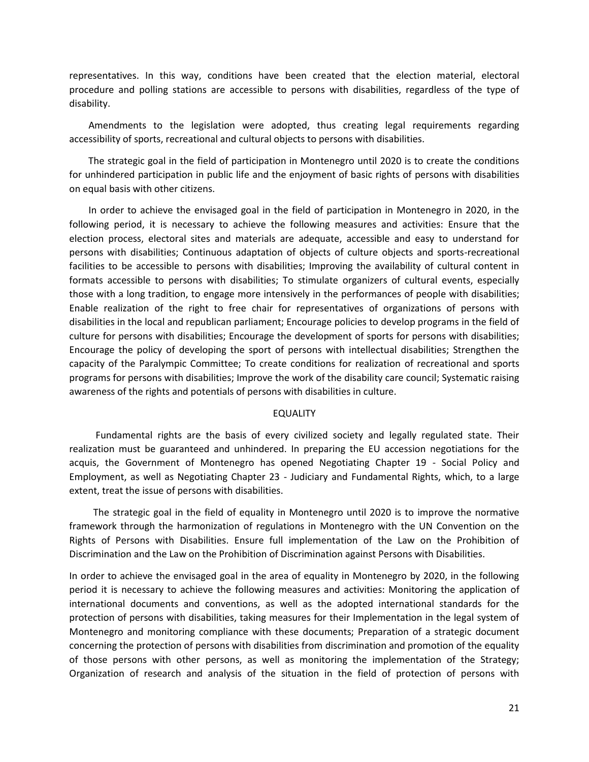representatives. In this way, conditions have been created that the election material, electoral procedure and polling stations are accessible to persons with disabilities, regardless of the type of disability.

Amendments to the legislation were adopted, thus creating legal requirements regarding accessibility of sports, recreational and cultural objects to persons with disabilities.

The strategic goal in the field of participation in Montenegro until 2020 is to create the conditions for unhindered participation in public life and the enjoyment of basic rights of persons with disabilities on equal basis with other citizens.

In order to achieve the envisaged goal in the field of participation in Montenegro in 2020, in the following period, it is necessary to achieve the following measures and activities: Ensure that the election process, electoral sites and materials are adequate, accessible and easy to understand for persons with disabilities; Continuous adaptation of objects of culture objects and sports-recreational facilities to be accessible to persons with disabilities; Improving the availability of cultural content in formats accessible to persons with disabilities; To stimulate organizers of cultural events, especially those with a long tradition, to engage more intensively in the performances of people with disabilities; Enable realization of the right to free chair for representatives of organizations of persons with disabilities in the local and republican parliament; Encourage policies to develop programs in the field of culture for persons with disabilities; Encourage the development of sports for persons with disabilities; Encourage the policy of developing the sport of persons with intellectual disabilities; Strengthen the capacity of the Paralympic Committee; To create conditions for realization of recreational and sports programs for persons with disabilities; Improve the work of the disability care council; Systematic raising awareness of the rights and potentials of persons with disabilities in culture.

## EQUALITY

Fundamental rights are the basis of every civilized society and legally regulated state. Their realization must be guaranteed and unhindered. In preparing the EU accession negotiations for the acquis, the Government of Montenegro has opened Negotiating Chapter 19 - Social Policy and Employment, as well as Negotiating Chapter 23 - Judiciary and Fundamental Rights, which, to a large extent, treat the issue of persons with disabilities.

The strategic goal in the field of equality in Montenegro until 2020 is to improve the normative framework through the harmonization of regulations in Montenegro with the UN Convention on the Rights of Persons with Disabilities. Ensure full implementation of the Law on the Prohibition of Discrimination and the Law on the Prohibition of Discrimination against Persons with Disabilities.

In order to achieve the envisaged goal in the area of equality in Montenegro by 2020, in the following period it is necessary to achieve the following measures and activities: Monitoring the application of international documents and conventions, as well as the adopted international standards for the protection of persons with disabilities, taking measures for their Implementation in the legal system of Montenegro and monitoring compliance with these documents; Preparation of a strategic document concerning the protection of persons with disabilities from discrimination and promotion of the equality of those persons with other persons, as well as monitoring the implementation of the Strategy; Organization of research and analysis of the situation in the field of protection of persons with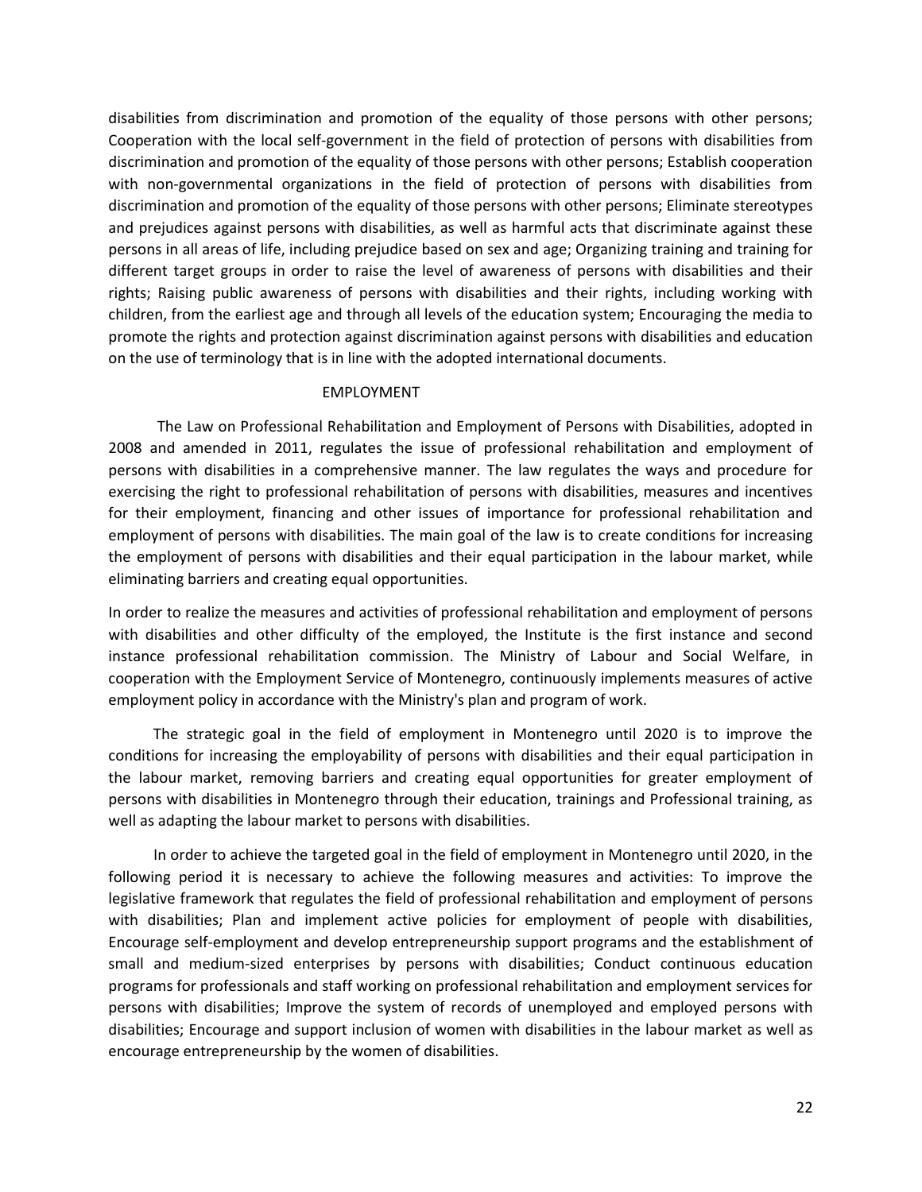disabilities from discrimination and promotion of the equality of those persons with other persons; Cooperation with the local self-government in the field of protection of persons with disabilities from discrimination and promotion of the equality of those persons with other persons; Establish cooperation with non-governmental organizations in the field of protection of persons with disabilities from discrimination and promotion of the equality of those persons with other persons; Eliminate stereotypes and prejudices against persons with disabilities, as well as harmful acts that discriminate against these persons in all areas of life, including prejudice based on sex and age; Organizing training and training for different target groups in order to raise the level of awareness of persons with disabilities and their rights; Raising public awareness of persons with disabilities and their rights, including working with children, from the earliest age and through all levels of the education system; Encouraging the media to promote the rights and protection against discrimination against persons with disabilities and education on the use of terminology that is in line with the adopted international documents.

## EMPLOYMENT

The Law on Professional Rehabilitation and Employment of Persons with Disabilities, adopted in 2008 and amended in 2011, regulates the issue of professional rehabilitation and employment of persons with disabilities in a comprehensive manner. The law regulates the ways and procedure for exercising the right to professional rehabilitation of persons with disabilities, measures and incentives for their employment, financing and other issues of importance for professional rehabilitation and employment of persons with disabilities. The main goal of the law is to create conditions for increasing the employment of persons with disabilities and their equal participation in the labour market, while eliminating barriers and creating equal opportunities.

In order to realize the measures and activities of professional rehabilitation and employment of persons with disabilities and other difficulty of the employed, the Institute is the first instance and second instance professional rehabilitation commission. The Ministry of Labour and Social Welfare, in cooperation with the Employment Service of Montenegro, continuously implements measures of active employment policy in accordance with the Ministry's plan and program of work.

The strategic goal in the field of employment in Montenegro until 2020 is to improve the conditions for increasing the employability of persons with disabilities and their equal participation in the labour market, removing barriers and creating equal opportunities for greater employment of persons with disabilities in Montenegro through their education, trainings and Professional training, as well as adapting the labour market to persons with disabilities.

In order to achieve the targeted goal in the field of employment in Montenegro until 2020, in the following period it is necessary to achieve the following measures and activities: To improve the legislative framework that regulates the field of professional rehabilitation and employment of persons with disabilities; Plan and implement active policies for employment of people with disabilities, Encourage self-employment and develop entrepreneurship support programs and the establishment of small and medium-sized enterprises by persons with disabilities; Conduct continuous education programs for professionals and staff working on professional rehabilitation and employment services for persons with disabilities; Improve the system of records of unemployed and employed persons with disabilities; Encourage and support inclusion of women with disabilities in the labour market as well as encourage entrepreneurship by the women of disabilities.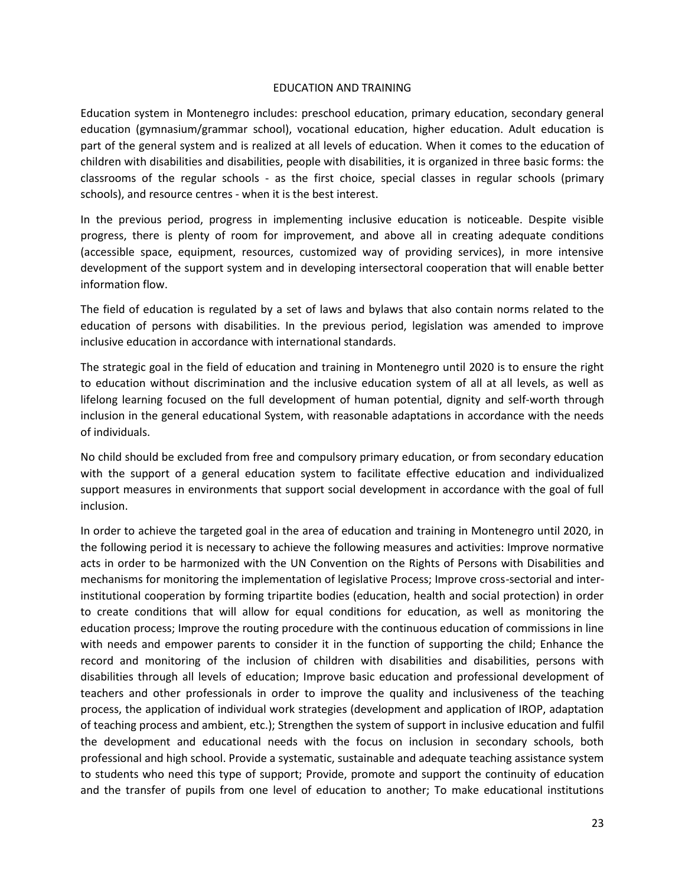# EDUCATION AND TRAINING

Education system in Montenegro includes: preschool education, primary education, secondary general education (gymnasium/grammar school), vocational education, higher education. Adult education is part of the general system and is realized at all levels of education. When it comes to the education of children with disabilities and disabilities, people with disabilities, it is organized in three basic forms: the classrooms of the regular schools - as the first choice, special classes in regular schools (primary schools), and resource centres - when it is the best interest.

In the previous period, progress in implementing inclusive education is noticeable. Despite visible progress, there is plenty of room for improvement, and above all in creating adequate conditions (accessible space, equipment, resources, customized way of providing services), in more intensive development of the support system and in developing intersectoral cooperation that will enable better information flow.

The field of education is regulated by a set of laws and bylaws that also contain norms related to the education of persons with disabilities. In the previous period, legislation was amended to improve inclusive education in accordance with international standards.

The strategic goal in the field of education and training in Montenegro until 2020 is to ensure the right to education without discrimination and the inclusive education system of all at all levels, as well as lifelong learning focused on the full development of human potential, dignity and self-worth through inclusion in the general educational System, with reasonable adaptations in accordance with the needs of individuals.

No child should be excluded from free and compulsory primary education, or from secondary education with the support of a general education system to facilitate effective education and individualized support measures in environments that support social development in accordance with the goal of full inclusion.

In order to achieve the targeted goal in the area of education and training in Montenegro until 2020, in the following period it is necessary to achieve the following measures and activities: Improve normative acts in order to be harmonized with the UN Convention on the Rights of Persons with Disabilities and mechanisms for monitoring the implementation of legislative Process; Improve cross-sectorial and inter-institutional cooperation by forming tripartite bodies (education, health and social protection) in order to create conditions that will allow for equal conditions for education, as well as monitoring the education process; Improve the routing procedure with the continuous education of commissions in line with needs and empower parents to consider it in the function of supporting the child; Enhance the record and monitoring of the inclusion of children with disabilities and disabilities, persons with disabilities through all levels of education; Improve basic education and professional development of teachers and other professionals in order to improve the quality and inclusiveness of the teaching process, the application of individual work strategies (development and application of IROP, adaptation of teaching process and ambient, etc.); Strengthen the system of support in inclusive education and fulfil the development and educational needs with the focus on inclusion in secondary schools, both professional and high school. Provide a systematic, sustainable and adequate teaching assistance system to students who need this type of support; Provide, promote and support the continuity of education and the transfer of pupils from one level of education to another; To make educational institutions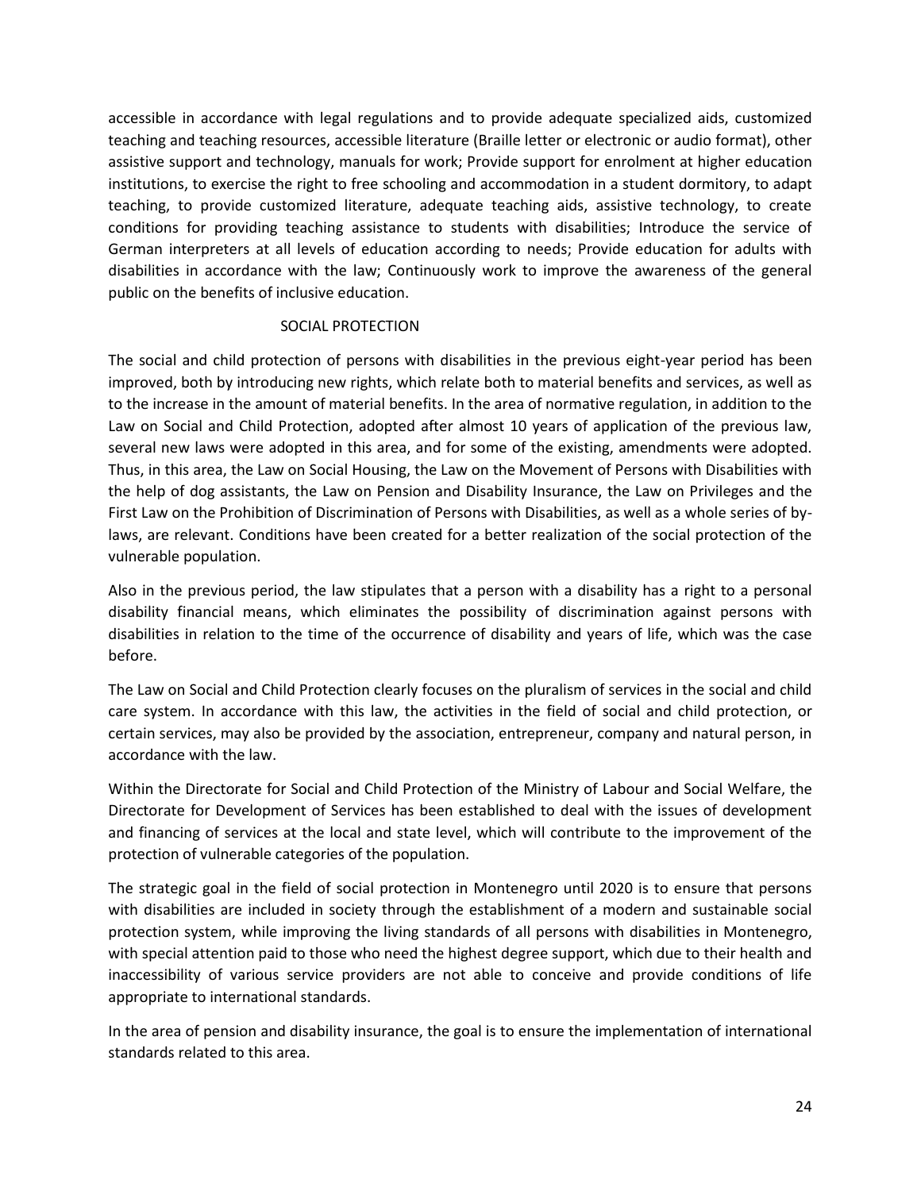accessible in accordance with legal regulations and to provide adequate specialized aids, customized teaching and teaching resources, accessible literature (Braille letter or electronic or audio format), other assistive support and technology, manuals for work; Provide support for enrolment at higher education institutions, to exercise the right to free schooling and accommodation in a student dormitory, to adapt teaching, to provide customized literature, adequate teaching aids, assistive technology, to create conditions for providing teaching assistance to students with disabilities; Introduce the service of German interpreters at all levels of education according to needs; Provide education for adults with disabilities in accordance with the law; Continuously work to improve the awareness of the general public on the benefits of inclusive education.

## SOCIAL PROTECTION

The social and child protection of persons with disabilities in the previous eight-year period has been improved, both by introducing new rights, which relate both to material benefits and services, as well as to the increase in the amount of material benefits. In the area of normative regulation, in addition to the Law on Social and Child Protection, adopted after almost 10 years of application of the previous law, several new laws were adopted in this area, and for some of the existing, amendments were adopted. Thus, in this area, the Law on Social Housing, the Law on the Movement of Persons with Disabilities with the help of dog assistants, the Law on Pension and Disability Insurance, the Law on Privileges and the First Law on the Prohibition of Discrimination of Persons with Disabilities, as well as a whole series of by-laws, are relevant. Conditions have been created for a better realization of the social protection of the vulnerable population.

Also in the previous period, the law stipulates that a person with a disability has a right to a personal disability financial means, which eliminates the possibility of discrimination against persons with disabilities in relation to the time of the occurrence of disability and years of life, which was the case before.

The Law on Social and Child Protection clearly focuses on the pluralism of services in the social and child care system. In accordance with this law, the activities in the field of social and child protection, or certain services, may also be provided by the association, entrepreneur, company and natural person, in accordance with the law.

Within the Directorate for Social and Child Protection of the Ministry of Labour and Social Welfare, the Directorate for Development of Services has been established to deal with the issues of development and financing of services at the local and state level, which will contribute to the improvement of the protection of vulnerable categories of the population.

The strategic goal in the field of social protection in Montenegro until 2020 is to ensure that persons with disabilities are included in society through the establishment of a modern and sustainable social protection system, while improving the living standards of all persons with disabilities in Montenegro, with special attention paid to those who need the highest degree support, which due to their health and inaccessibility of various service providers are not able to conceive and provide conditions of life appropriate to international standards.

In the area of pension and disability insurance, the goal is to ensure the implementation of international standards related to this area.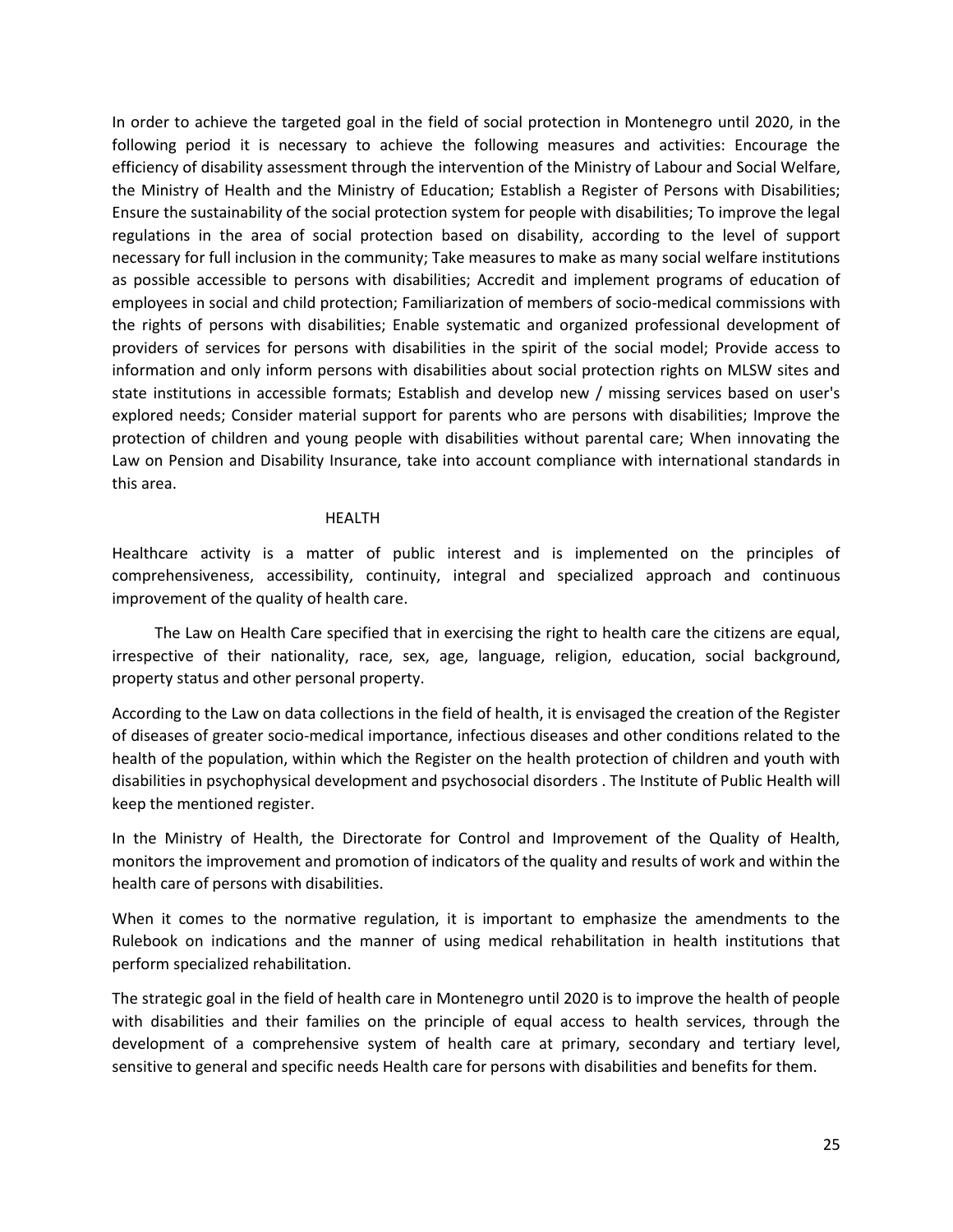In order to achieve the targeted goal in the field of social protection in Montenegro until 2020, in the following period it is necessary to achieve the following measures and activities: Encourage the efficiency of disability assessment through the intervention of the Ministry of Labour and Social Welfare, the Ministry of Health and the Ministry of Education; Establish a Register of Persons with Disabilities; Ensure the sustainability of the social protection system for people with disabilities; To improve the legal regulations in the area of social protection based on disability, according to the level of support necessary for full inclusion in the community; Take measures to make as many social welfare institutions as possible accessible to persons with disabilities; Accredit and implement programs of education of employees in social and child protection; Familiarization of members of socio-medical commissions with the rights of persons with disabilities; Enable systematic and organized professional development of providers of services for persons with disabilities in the spirit of the social model; Provide access to information and only inform persons with disabilities about social protection rights on MLSW sites and state institutions in accessible formats; Establish and develop new / missing services based on user's explored needs; Consider material support for parents who are persons with disabilities; Improve the protection of children and young people with disabilities without parental care; When innovating the Law on Pension and Disability Insurance, take into account compliance with international standards in this area.

## HEALTH

Healthcare activity is a matter of public interest and is implemented on the principles of comprehensiveness, accessibility, continuity, integral and specialized approach and continuous improvement of the quality of health care.

The Law on Health Care specified that in exercising the right to health care the citizens are equal, irrespective of their nationality, race, sex, age, language, religion, education, social background, property status and other personal property.

According to the Law on data collections in the field of health, it is envisaged the creation of the Register of diseases of greater socio-medical importance, infectious diseases and other conditions related to the health of the population, within which the Register on the health protection of children and youth with disabilities in psychophysical development and psychosocial disorders . The Institute of Public Health will keep the mentioned register.

In the Ministry of Health, the Directorate for Control and Improvement of the Quality of Health, monitors the improvement and promotion of indicators of the quality and results of work and within the health care of persons with disabilities.

When it comes to the normative regulation, it is important to emphasize the amendments to the Rulebook on indications and the manner of using medical rehabilitation in health institutions that perform specialized rehabilitation.

The strategic goal in the field of health care in Montenegro until 2020 is to improve the health of people with disabilities and their families on the principle of equal access to health services, through the development of a comprehensive system of health care at primary, secondary and tertiary level, sensitive to general and specific needs Health care for persons with disabilities and benefits for them.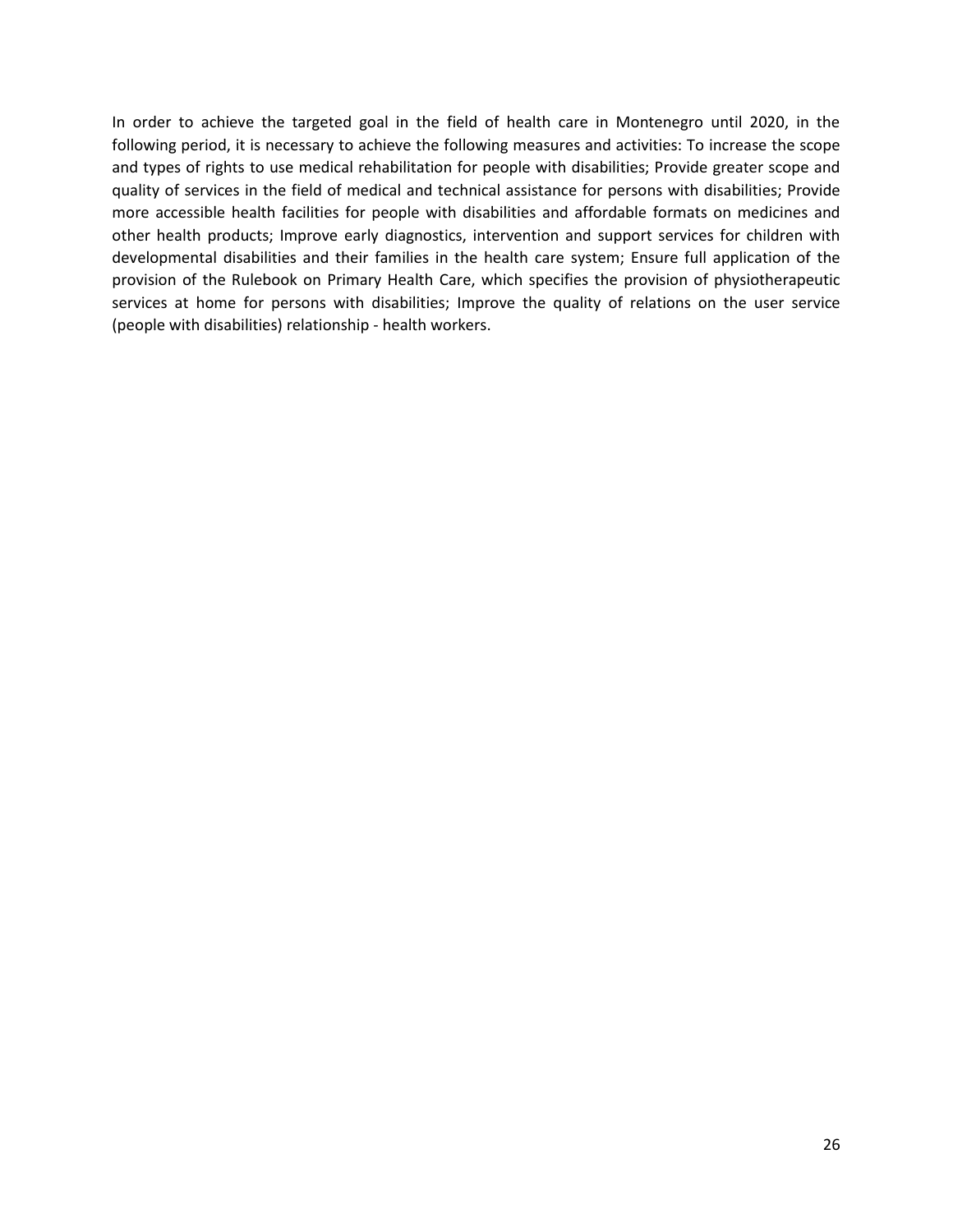In order to achieve the targeted goal in the field of health care in Montenegro until 2020, in the following period, it is necessary to achieve the following measures and activities: To increase the scope and types of rights to use medical rehabilitation for people with disabilities; Provide greater scope and quality of services in the field of medical and technical assistance for persons with disabilities; Provide more accessible health facilities for people with disabilities and affordable formats on medicines and other health products; Improve early diagnostics, intervention and support services for children with developmental disabilities and their families in the health care system; Ensure full application of the provision of the Rulebook on Primary Health Care, which specifies the provision of physiotherapeutic services at home for persons with disabilities; Improve the quality of relations on the user service (people with disabilities) relationship - health workers.